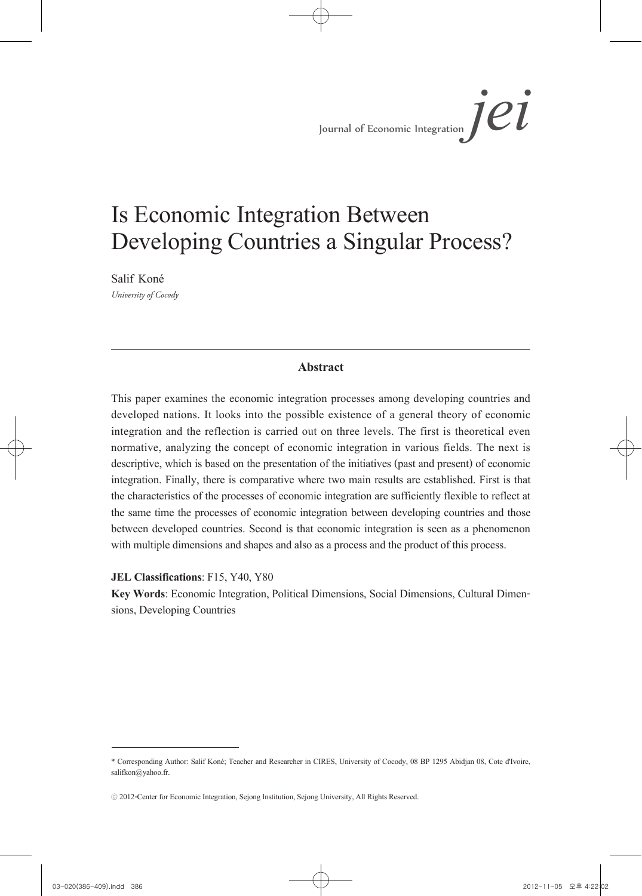# Is Economic Integration Between Developing Countries a Singular Process?

Salif Koné

*University of Cocody*

---

**Abstract**

This paper examines the economic integration processes among developing countries and developed nations. It looks into the possible existence of a general theory of economic integration and the reflection is carried out on three levels. The first is theoretical even normative, analyzing the concept of economic integration in various fields. The next is descriptive, which is based on the presentation of the initiatives (past and present) of economic integration. Finally, there is comparative where two main results are established. First is that the characteristics of the processes of economic integration are sufficiently flexible to reflect at the same time the processes of economic integration between developing countries and those between developed countries. Second is that economic integration is seen as a phenomenon with multiple dimensions and shapes and also as a process and the product of this process.

**JEL Classifications**: F15, Y40, Y80

**Key Words**: Economic Integration, Political Dimensions, Social Dimensions, Cultural Dimensions, Developing Countries

---

* Corresponding Author: Salif Koné; Teacher and Researcher in CIRES, University of Cocody, 08 BP 1295 Abidjan 08, Cote d'Ivoire, salifkon@yahoo.fr.

ⓒ 2012-Center for Economic Integration, Sejong Institution, Sejong University, All Rights Reserved.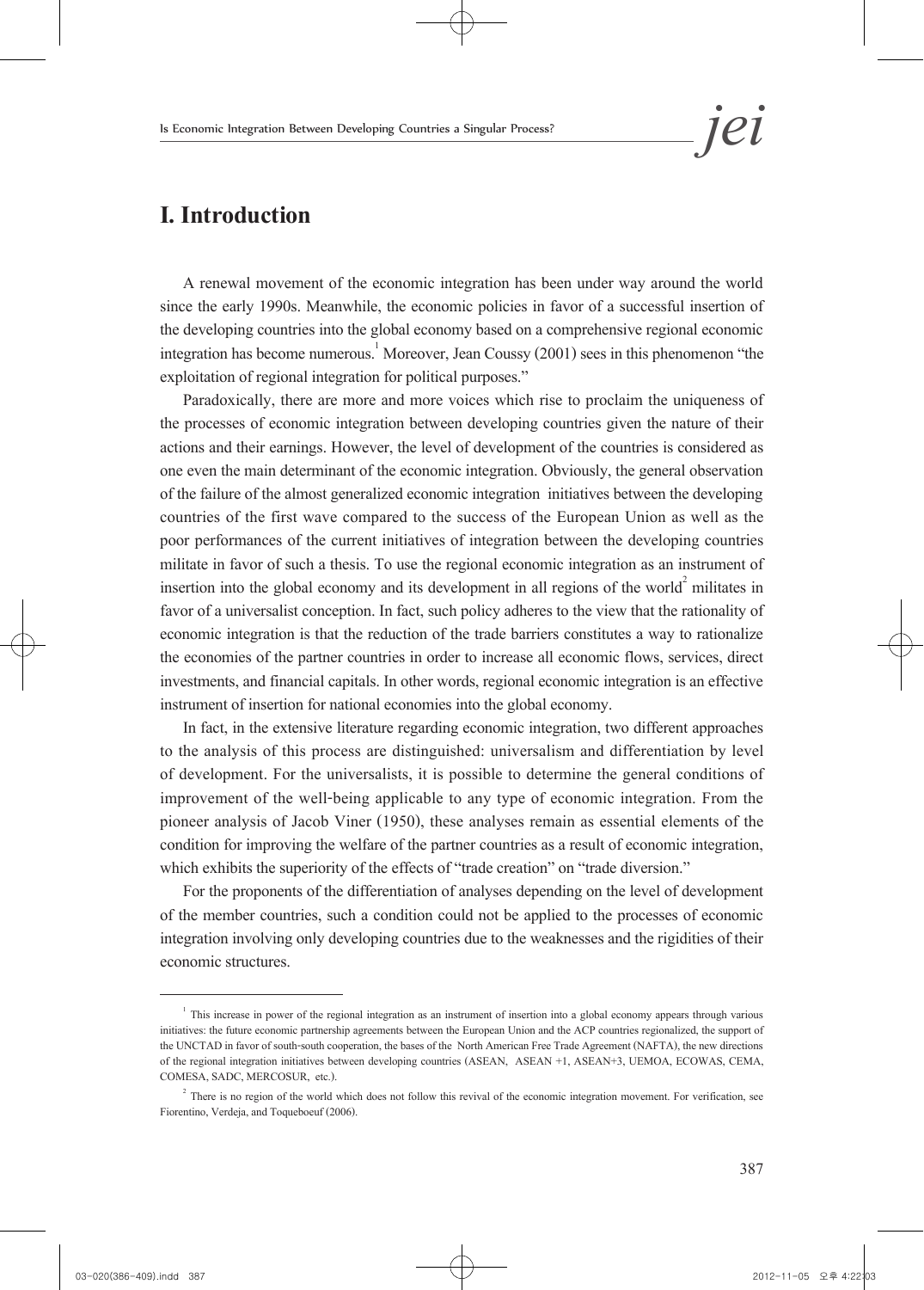# I. Introduction

A renewal movement of the economic integration has been under way around the world since the early 1990s. Meanwhile, the economic policies in favor of a successful insertion of the developing countries into the global economy based on a comprehensive regional economic integration has become numerous.[1] Moreover, Jean Coussy (2001) sees in this phenomenon "the exploitation of regional integration for political purposes."

Paradoxically, there are more and more voices which rise to proclaim the uniqueness of the processes of economic integration between developing countries given the nature of their actions and their earnings. However, the level of development of the countries is considered as one even the main determinant of the economic integration. Obviously, the general observation of the failure of the almost generalized economic integration initiatives between the developing countries of the first wave compared to the success of the European Union as well as the poor performances of the current initiatives of integration between the developing countries militate in favor of such a thesis. To use the regional economic integration as an instrument of insertion into the global economy and its development in all regions of the world[2] militates in favor of a universalist conception. In fact, such policy adheres to the view that the rationality of economic integration is that the reduction of the trade barriers constitutes a way to rationalize the economies of the partner countries in order to increase all economic flows, services, direct investments, and financial capitals. In other words, regional economic integration is an effective instrument of insertion for national economies into the global economy.

In fact, in the extensive literature regarding economic integration, two different approaches to the analysis of this process are distinguished: universalism and differentiation by level of development. For the universalists, it is possible to determine the general conditions of improvement of the well-being applicable to any type of economic integration. From the pioneer analysis of Jacob Viner (1950), these analyses remain as essential elements of the condition for improving the welfare of the partner countries as a result of economic integration, which exhibits the superiority of the effects of "trade creation" on "trade diversion."

For the proponents of the differentiation of analyses depending on the level of development of the member countries, such a condition could not be applied to the processes of economic integration involving only developing countries due to the weaknesses and the rigidities of their economic structures.

[1] This increase in power of the regional integration as an instrument of insertion into a global economy appears through various initiatives: the future economic partnership agreements between the European Union and the ACP countries regionalized, the support of the UNCTAD in favor of south-south cooperation, the bases of the North American Free Trade Agreement (NAFTA), the new directions of the regional integration initiatives between developing countries (ASEAN, ASEAN +1, ASEAN+3, UEMOA, ECOWAS, CEMA, COMESA, SADC, MERCOSUR, etc.).

[2] There is no region of the world which does not follow this revival of the economic integration movement. For verification, see Fiorentino, Verdeja, and Toqueboeuf (2006).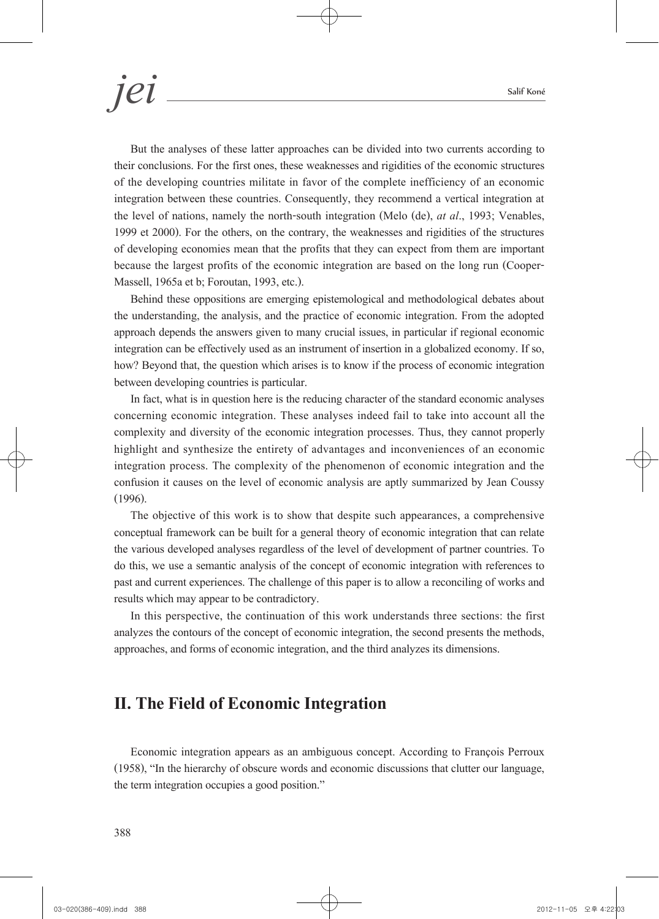But the analyses of these latter approaches can be divided into two currents according to their conclusions. For the first ones, these weaknesses and rigidities of the economic structures of the developing countries militate in favor of the complete inefficiency of an economic integration between these countries. Consequently, they recommend a vertical integration at the level of nations, namely the north-south integration (Melo (de), *at al*., 1993; Venables, 1999 et 2000). For the others, on the contrary, the weaknesses and rigidities of the structures of developing economies mean that the profits that they can expect from them are important because the largest profits of the economic integration are based on the long run (Cooper-Massell, 1965a et b; Foroutan, 1993, etc.).

Behind these oppositions are emerging epistemological and methodological debates about the understanding, the analysis, and the practice of economic integration. From the adopted approach depends the answers given to many crucial issues, in particular if regional economic integration can be effectively used as an instrument of insertion in a globalized economy. If so, how? Beyond that, the question which arises is to know if the process of economic integration between developing countries is particular.

In fact, what is in question here is the reducing character of the standard economic analyses concerning economic integration. These analyses indeed fail to take into account all the complexity and diversity of the economic integration processes. Thus, they cannot properly highlight and synthesize the entirety of advantages and inconveniences of an economic integration process. The complexity of the phenomenon of economic integration and the confusion it causes on the level of economic analysis are aptly summarized by Jean Coussy (1996).

The objective of this work is to show that despite such appearances, a comprehensive conceptual framework can be built for a general theory of economic integration that can relate the various developed analyses regardless of the level of development of partner countries. To do this, we use a semantic analysis of the concept of economic integration with references to past and current experiences. The challenge of this paper is to allow a reconciling of works and results which may appear to be contradictory.

In this perspective, the continuation of this work understands three sections: the first analyzes the contours of the concept of economic integration, the second presents the methods, approaches, and forms of economic integration, and the third analyzes its dimensions.

## II. The Field of Economic Integration

Economic integration appears as an ambiguous concept. According to François Perroux (1958), "In the hierarchy of obscure words and economic discussions that clutter our language, the term integration occupies a good position."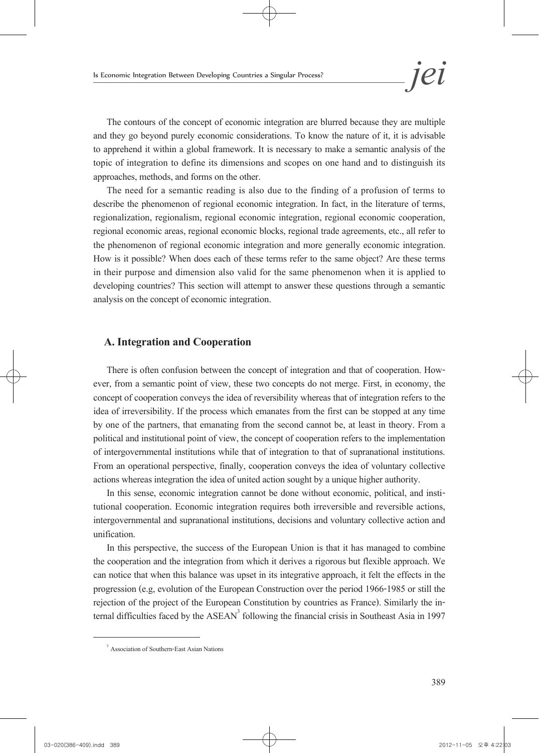The contours of the concept of economic integration are blurred because they are multiple and they go beyond purely economic considerations. To know the nature of it, it is advisable to apprehend it within a global framework. It is necessary to make a semantic analysis of the topic of integration to define its dimensions and scopes on one hand and to distinguish its approaches, methods, and forms on the other.

The need for a semantic reading is also due to the finding of a profusion of terms to describe the phenomenon of regional economic integration. In fact, in the literature of terms, regionalization, regionalism, regional economic integration, regional economic cooperation, regional economic areas, regional economic blocks, regional trade agreements, etc., all refer to the phenomenon of regional economic integration and more generally economic integration. How is it possible? When does each of these terms refer to the same object? Are these terms in their purpose and dimension also valid for the same phenomenon when it is applied to developing countries? This section will attempt to answer these questions through a semantic analysis on the concept of economic integration.

## A. Integration and Cooperation

There is often confusion between the concept of integration and that of cooperation. However, from a semantic point of view, these two concepts do not merge. First, in economy, the concept of cooperation conveys the idea of reversibility whereas that of integration refers to the idea of irreversibility. If the process which emanates from the first can be stopped at any time by one of the partners, that emanating from the second cannot be, at least in theory. From a political and institutional point of view, the concept of cooperation refers to the implementation of intergovernmental institutions while that of integration to that of supranational institutions. From an operational perspective, finally, cooperation conveys the idea of voluntary collective actions whereas integration the idea of united action sought by a unique higher authority.

In this sense, economic integration cannot be done without economic, political, and institutional cooperation. Economic integration requires both irreversible and reversible actions, intergovernmental and supranational institutions, decisions and voluntary collective action and unification.

In this perspective, the success of the European Union is that it has managed to combine the cooperation and the integration from which it derives a rigorous but flexible approach. We can notice that when this balance was upset in its integrative approach, it felt the effects in the progression (e.g, evolution of the European Construction over the period 1966-1985 or still the rejection of the project of the European Constitution by countries as France). Similarly the internal difficulties faced by the ASEAN[3] following the financial crisis in Southeast Asia in 1997

[3] Association of Southern-East Asian Nations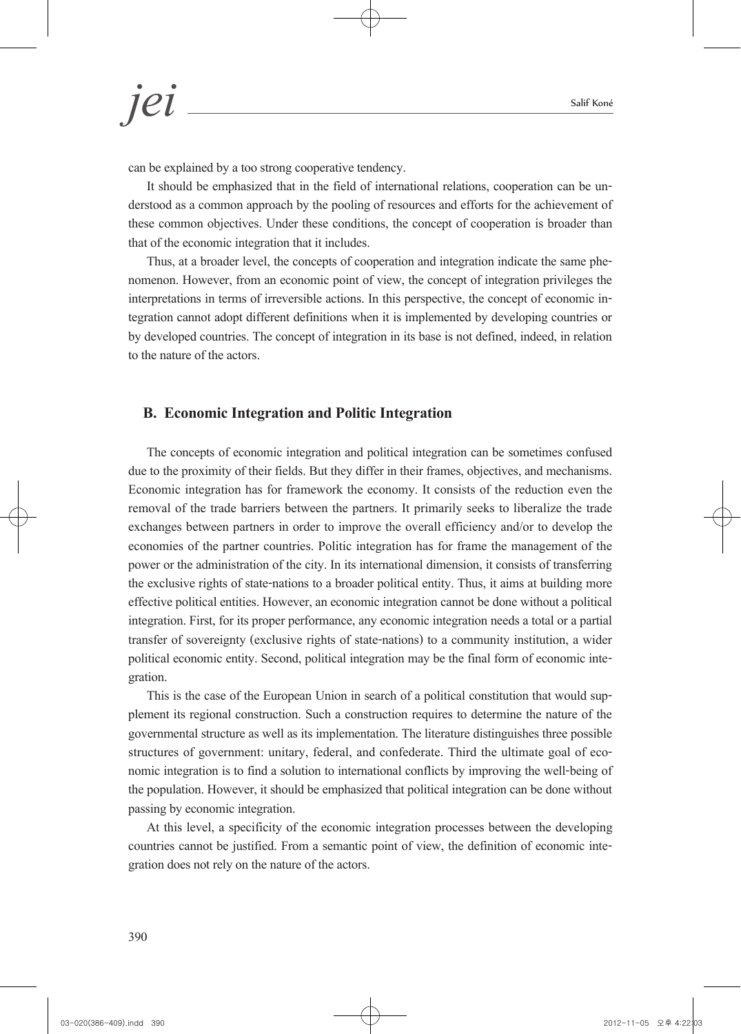can be explained by a too strong cooperative tendency.

It should be emphasized that in the field of international relations, cooperation can be understood as a common approach by the pooling of resources and efforts for the achievement of these common objectives. Under these conditions, the concept of cooperation is broader than that of the economic integration that it includes.

Thus, at a broader level, the concepts of cooperation and integration indicate the same phenomenon. However, from an economic point of view, the concept of integration privileges the interpretations in terms of irreversible actions. In this perspective, the concept of economic integration cannot adopt different definitions when it is implemented by developing countries or by developed countries. The concept of integration in its base is not defined, indeed, in relation to the nature of the actors.

### B. Economic Integration and Politic Integration

The concepts of economic integration and political integration can be sometimes confused due to the proximity of their fields. But they differ in their frames, objectives, and mechanisms. Economic integration has for framework the economy. It consists of the reduction even the removal of the trade barriers between the partners. It primarily seeks to liberalize the trade exchanges between partners in order to improve the overall efficiency and/or to develop the economies of the partner countries. Politic integration has for frame the management of the power or the administration of the city. In its international dimension, it consists of transferring the exclusive rights of state-nations to a broader political entity. Thus, it aims at building more effective political entities. However, an economic integration cannot be done without a political integration. First, for its proper performance, any economic integration needs a total or a partial transfer of sovereignty (exclusive rights of state-nations) to a community institution, a wider political economic entity. Second, political integration may be the final form of economic integration.

This is the case of the European Union in search of a political constitution that would supplement its regional construction. Such a construction requires to determine the nature of the governmental structure as well as its implementation. The literature distinguishes three possible structures of government: unitary, federal, and confederate. Third the ultimate goal of economic integration is to find a solution to international conflicts by improving the well-being of the population. However, it should be emphasized that political integration can be done without passing by economic integration.

At this level, a specificity of the economic integration processes between the developing countries cannot be justified. From a semantic point of view, the definition of economic integration does not rely on the nature of the actors.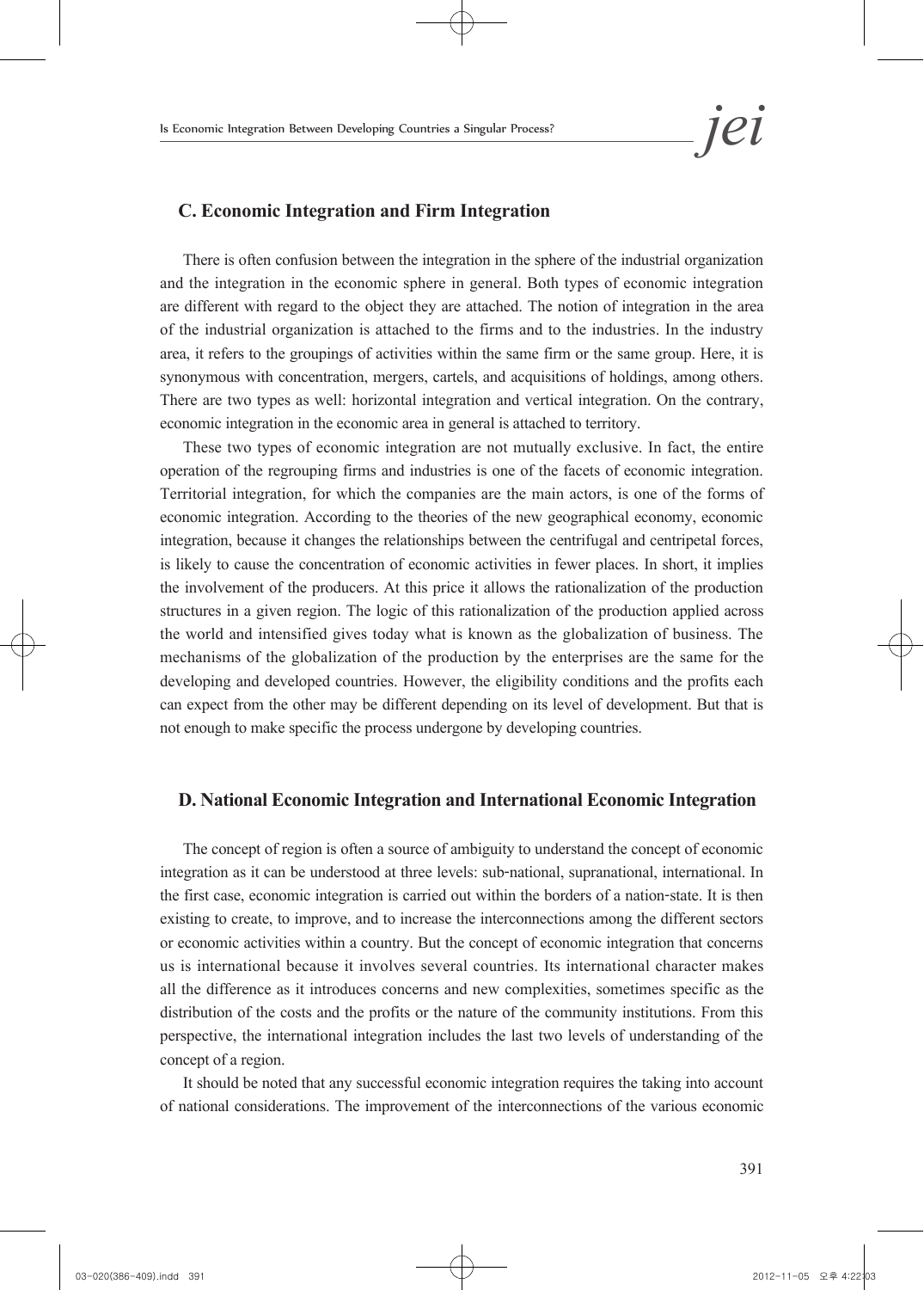### C. Economic Integration and Firm Integration

There is often confusion between the integration in the sphere of the industrial organization and the integration in the economic sphere in general. Both types of economic integration are different with regard to the object they are attached. The notion of integration in the area of the industrial organization is attached to the firms and to the industries. In the industry area, it refers to the groupings of activities within the same firm or the same group. Here, it is synonymous with concentration, mergers, cartels, and acquisitions of holdings, among others. There are two types as well: horizontal integration and vertical integration. On the contrary, economic integration in the economic area in general is attached to territory.

These two types of economic integration are not mutually exclusive. In fact, the entire operation of the regrouping firms and industries is one of the facets of economic integration. Territorial integration, for which the companies are the main actors, is one of the forms of economic integration. According to the theories of the new geographical economy, economic integration, because it changes the relationships between the centrifugal and centripetal forces, is likely to cause the concentration of economic activities in fewer places. In short, it implies the involvement of the producers. At this price it allows the rationalization of the production structures in a given region. The logic of this rationalization of the production applied across the world and intensified gives today what is known as the globalization of business. The mechanisms of the globalization of the production by the enterprises are the same for the developing and developed countries. However, the eligibility conditions and the profits each can expect from the other may be different depending on its level of development. But that is not enough to make specific the process undergone by developing countries.

### D. National Economic Integration and International Economic Integration

The concept of region is often a source of ambiguity to understand the concept of economic integration as it can be understood at three levels: sub-national, supranational, international. In the first case, economic integration is carried out within the borders of a nation-state. It is then existing to create, to improve, and to increase the interconnections among the different sectors or economic activities within a country. But the concept of economic integration that concerns us is international because it involves several countries. Its international character makes all the difference as it introduces concerns and new complexities, sometimes specific as the distribution of the costs and the profits or the nature of the community institutions. From this perspective, the international integration includes the last two levels of understanding of the concept of a region.

It should be noted that any successful economic integration requires the taking into account of national considerations. The improvement of the interconnections of the various economic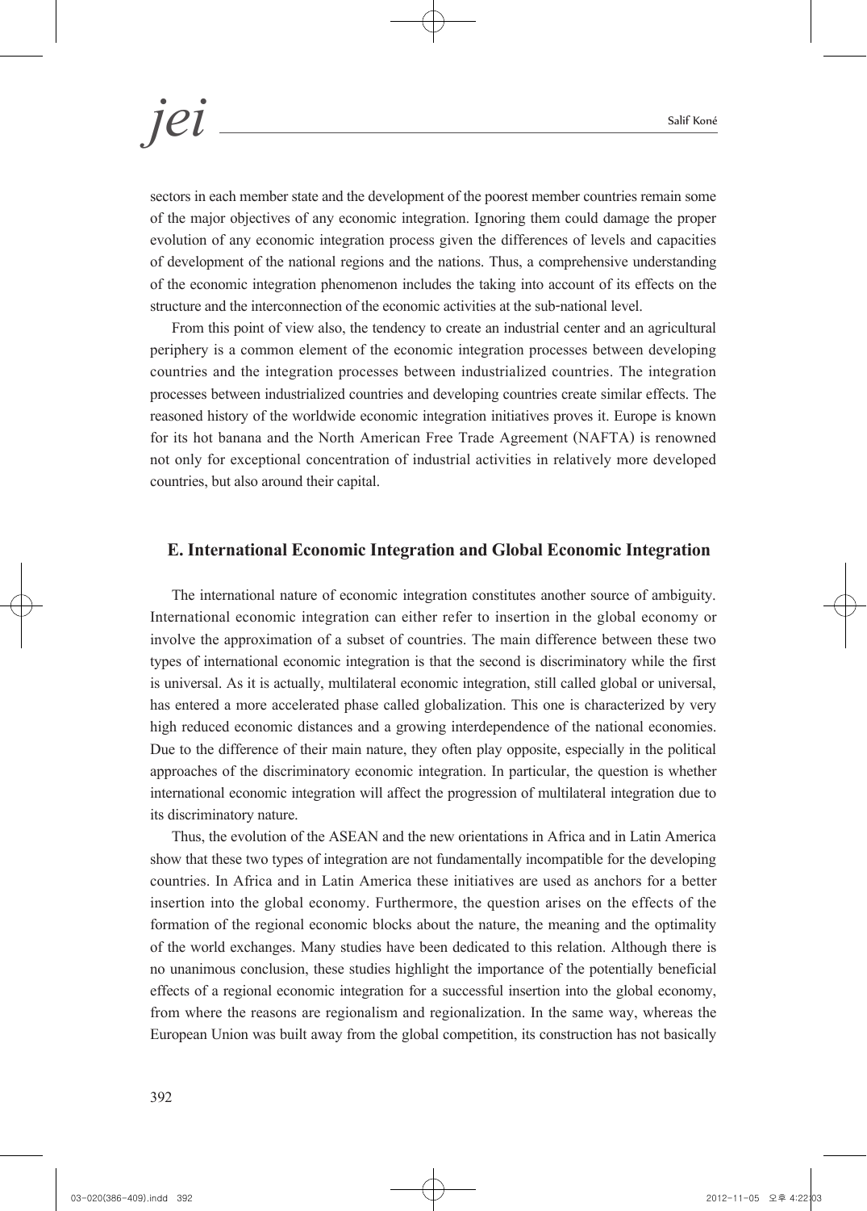sectors in each member state and the development of the poorest member countries remain some of the major objectives of any economic integration. Ignoring them could damage the proper evolution of any economic integration process given the differences of levels and capacities of development of the national regions and the nations. Thus, a comprehensive understanding of the economic integration phenomenon includes the taking into account of its effects on the structure and the interconnection of the economic activities at the sub-national level.

From this point of view also, the tendency to create an industrial center and an agricultural periphery is a common element of the economic integration processes between developing countries and the integration processes between industrialized countries. The integration processes between industrialized countries and developing countries create similar effects. The reasoned history of the worldwide economic integration initiatives proves it. Europe is known for its hot banana and the North American Free Trade Agreement (NAFTA) is renowned not only for exceptional concentration of industrial activities in relatively more developed countries, but also around their capital.

## E. International Economic Integration and Global Economic Integration

The international nature of economic integration constitutes another source of ambiguity. International economic integration can either refer to insertion in the global economy or involve the approximation of a subset of countries. The main difference between these two types of international economic integration is that the second is discriminatory while the first is universal. As it is actually, multilateral economic integration, still called global or universal, has entered a more accelerated phase called globalization. This one is characterized by very high reduced economic distances and a growing interdependence of the national economies. Due to the difference of their main nature, they often play opposite, especially in the political approaches of the discriminatory economic integration. In particular, the question is whether international economic integration will affect the progression of multilateral integration due to its discriminatory nature.

Thus, the evolution of the ASEAN and the new orientations in Africa and in Latin America show that these two types of integration are not fundamentally incompatible for the developing countries. In Africa and in Latin America these initiatives are used as anchors for a better insertion into the global economy. Furthermore, the question arises on the effects of the formation of the regional economic blocks about the nature, the meaning and the optimality of the world exchanges. Many studies have been dedicated to this relation. Although there is no unanimous conclusion, these studies highlight the importance of the potentially beneficial effects of a regional economic integration for a successful insertion into the global economy, from where the reasons are regionalism and regionalization. In the same way, whereas the European Union was built away from the global competition, its construction has not basically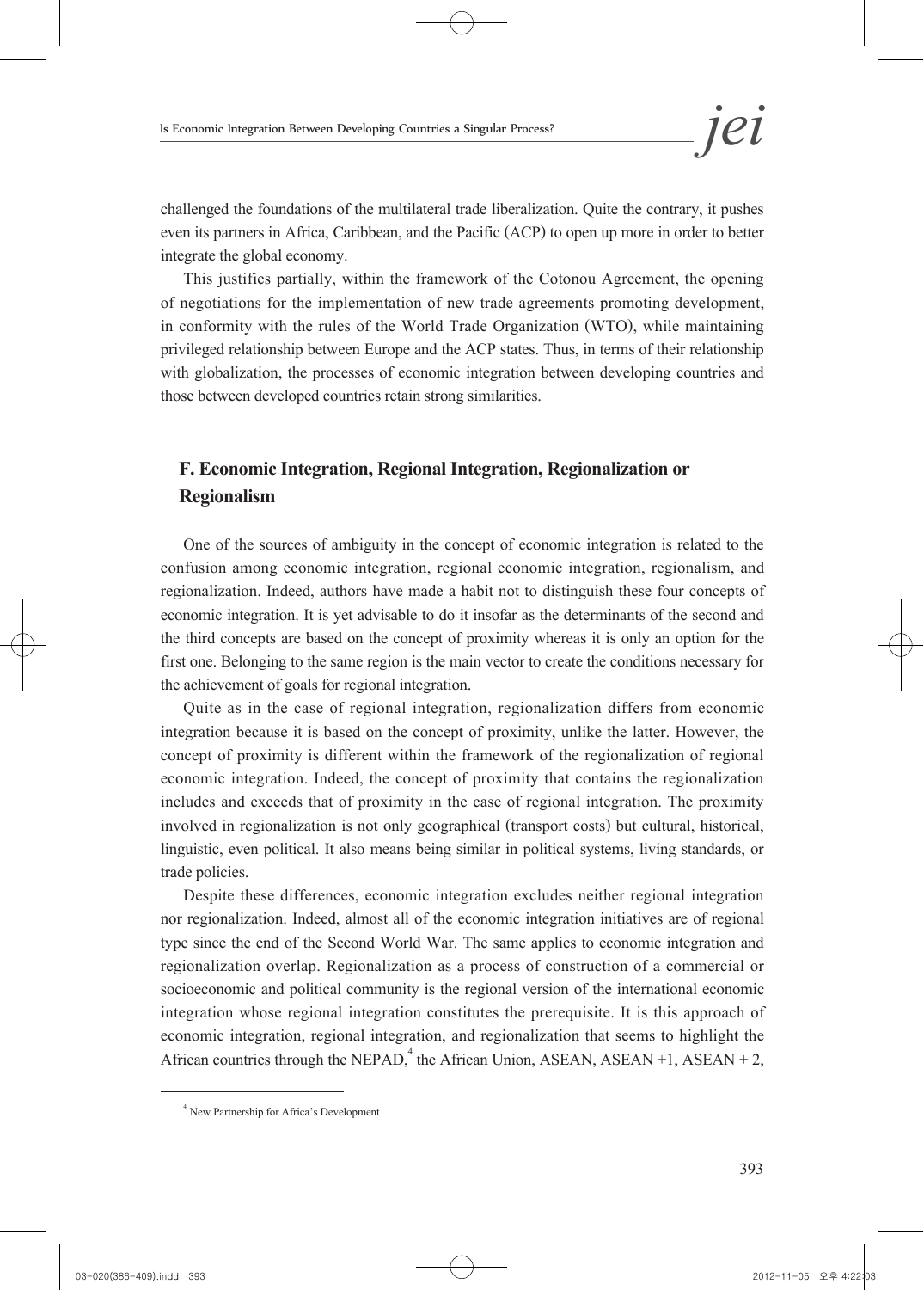challenged the foundations of the multilateral trade liberalization. Quite the contrary, it pushes even its partners in Africa, Caribbean, and the Pacific (ACP) to open up more in order to better integrate the global economy.

This justifies partially, within the framework of the Cotonou Agreement, the opening of negotiations for the implementation of new trade agreements promoting development, in conformity with the rules of the World Trade Organization (WTO), while maintaining privileged relationship between Europe and the ACP states. Thus, in terms of their relationship with globalization, the processes of economic integration between developing countries and those between developed countries retain strong similarities.

## F. Economic Integration, Regional Integration, Regionalization or Regionalism

One of the sources of ambiguity in the concept of economic integration is related to the confusion among economic integration, regional economic integration, regionalism, and regionalization. Indeed, authors have made a habit not to distinguish these four concepts of economic integration. It is yet advisable to do it insofar as the determinants of the second and the third concepts are based on the concept of proximity whereas it is only an option for the first one. Belonging to the same region is the main vector to create the conditions necessary for the achievement of goals for regional integration.

Quite as in the case of regional integration, regionalization differs from economic integration because it is based on the concept of proximity, unlike the latter. However, the concept of proximity is different within the framework of the regionalization of regional economic integration. Indeed, the concept of proximity that contains the regionalization includes and exceeds that of proximity in the case of regional integration. The proximity involved in regionalization is not only geographical (transport costs) but cultural, historical, linguistic, even political. It also means being similar in political systems, living standards, or trade policies.

Despite these differences, economic integration excludes neither regional integration nor regionalization. Indeed, almost all of the economic integration initiatives are of regional type since the end of the Second World War. The same applies to economic integration and regionalization overlap. Regionalization as a process of construction of a commercial or socioeconomic and political community is the regional version of the international economic integration whose regional integration constitutes the prerequisite. It is this approach of economic integration, regional integration, and regionalization that seems to highlight the African countries through the NEPAD,[4] the African Union, ASEAN, ASEAN +1, ASEAN + 2,

---

[4] New Partnership for Africa's Development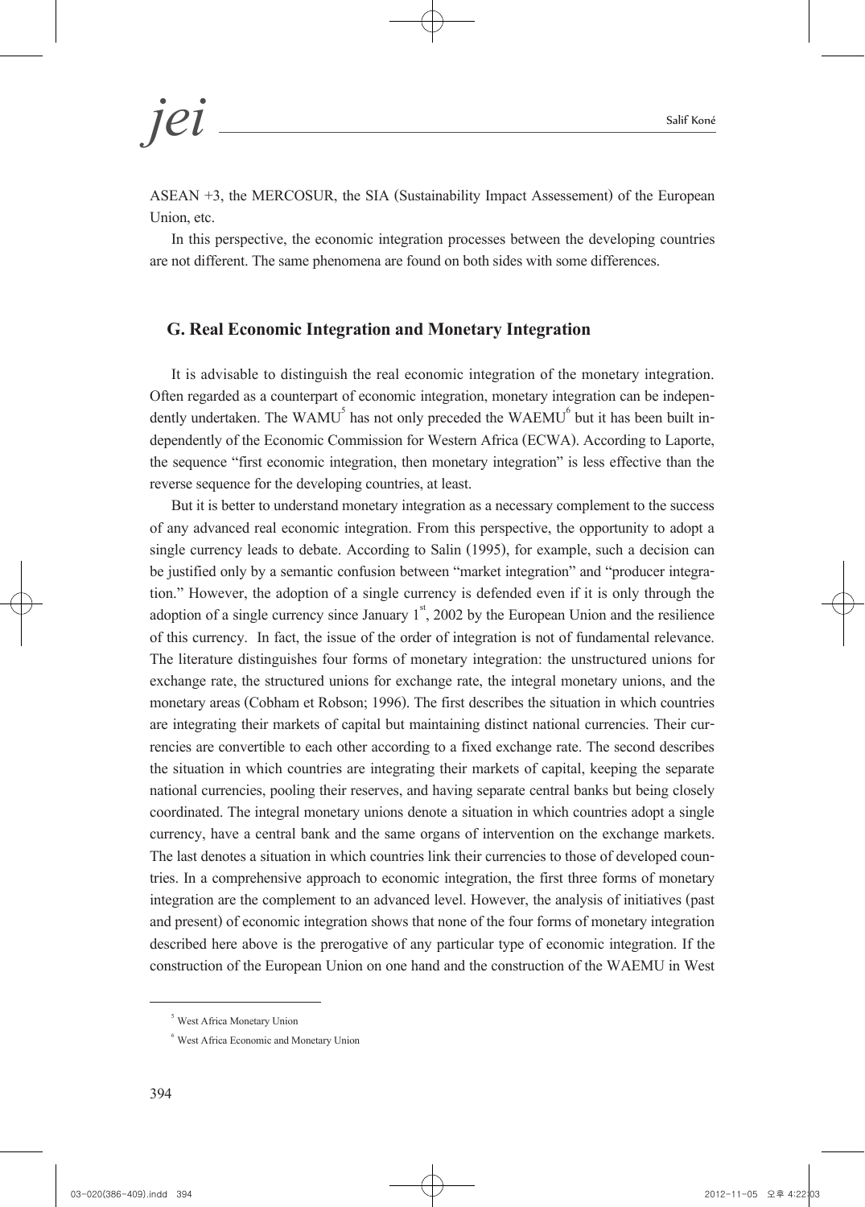ASEAN +3, the MERCOSUR, the SIA (Sustainability Impact Assessement) of the European Union, etc.

In this perspective, the economic integration processes between the developing countries are not different. The same phenomena are found on both sides with some differences.

## G. Real Economic Integration and Monetary Integration

It is advisable to distinguish the real economic integration of the monetary integration. Often regarded as a counterpart of economic integration, monetary integration can be independently undertaken. The WAMU[5] has not only preceded the WAEMU[6] but it has been built independently of the Economic Commission for Western Africa (ECWA). According to Laporte, the sequence "first economic integration, then monetary integration" is less effective than the reverse sequence for the developing countries, at least.

But it is better to understand monetary integration as a necessary complement to the success of any advanced real economic integration. From this perspective, the opportunity to adopt a single currency leads to debate. According to Salin (1995), for example, such a decision can be justified only by a semantic confusion between "market integration" and "producer integration." However, the adoption of a single currency is defended even if it is only through the adoption of a single currency since January 1st, 2002 by the European Union and the resilience of this currency. In fact, the issue of the order of integration is not of fundamental relevance. The literature distinguishes four forms of monetary integration: the unstructured unions for exchange rate, the structured unions for exchange rate, the integral monetary unions, and the monetary areas (Cobham et Robson; 1996). The first describes the situation in which countries are integrating their markets of capital but maintaining distinct national currencies. Their currencies are convertible to each other according to a fixed exchange rate. The second describes the situation in which countries are integrating their markets of capital, keeping the separate national currencies, pooling their reserves, and having separate central banks but being closely coordinated. The integral monetary unions denote a situation in which countries adopt a single currency, have a central bank and the same organs of intervention on the exchange markets. The last denotes a situation in which countries link their currencies to those of developed countries. In a comprehensive approach to economic integration, the first three forms of monetary integration are the complement to an advanced level. However, the analysis of initiatives (past and present) of economic integration shows that none of the four forms of monetary integration described here above is the prerogative of any particular type of economic integration. If the construction of the European Union on one hand and the construction of the WAEMU in West

---

[5] West Africa Monetary Union

[6] West Africa Economic and Monetary Union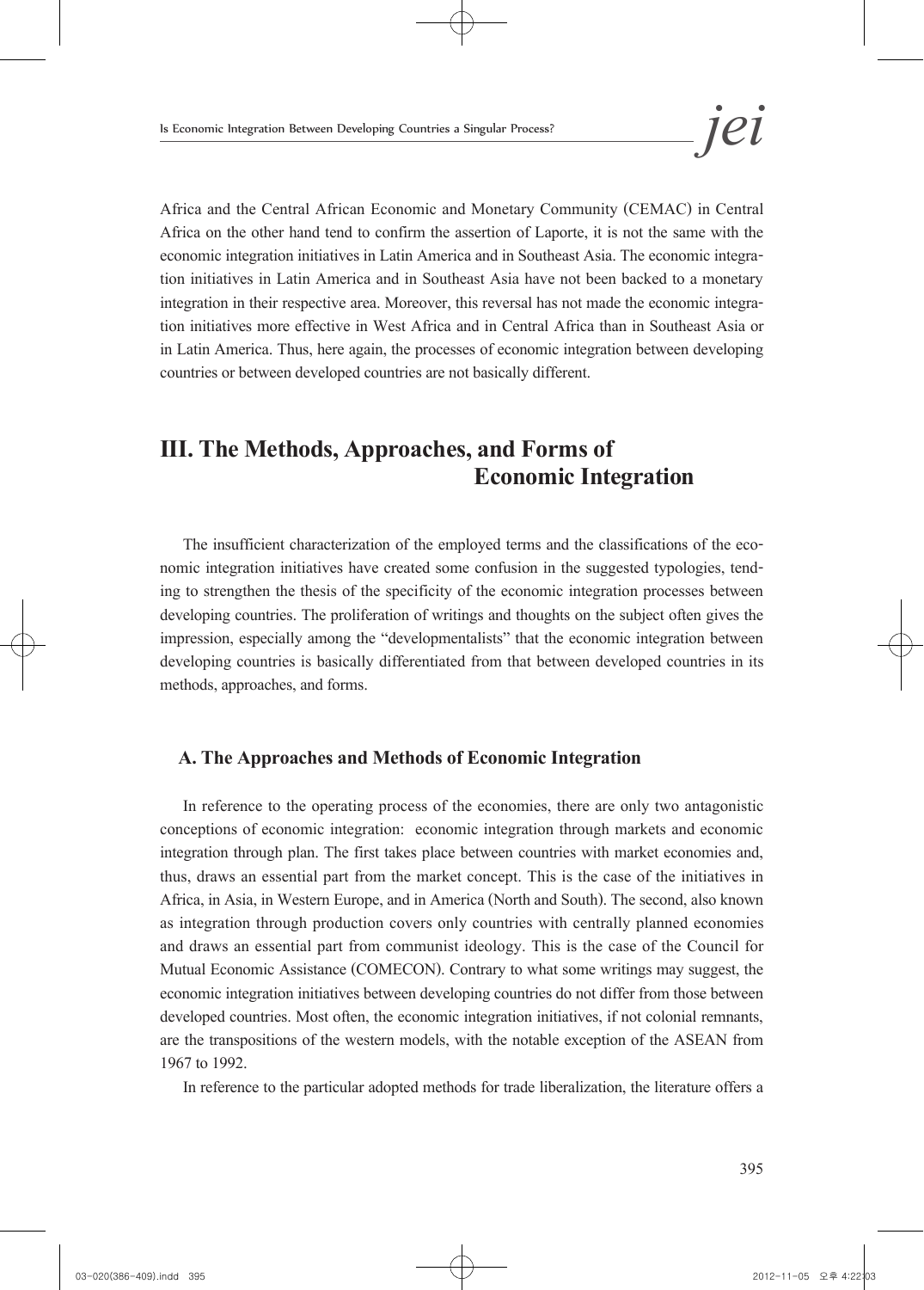Africa and the Central African Economic and Monetary Community (CEMAC) in Central Africa on the other hand tend to confirm the assertion of Laporte, it is not the same with the economic integration initiatives in Latin America and in Southeast Asia. The economic integration initiatives in Latin America and in Southeast Asia have not been backed to a monetary integration in their respective area. Moreover, this reversal has not made the economic integration initiatives more effective in West Africa and in Central Africa than in Southeast Asia or in Latin America. Thus, here again, the processes of economic integration between developing countries or between developed countries are not basically different.

## III. The Methods, Approaches, and Forms of Economic Integration

The insufficient characterization of the employed terms and the classifications of the economic integration initiatives have created some confusion in the suggested typologies, tending to strengthen the thesis of the specificity of the economic integration processes between developing countries. The proliferation of writings and thoughts on the subject often gives the impression, especially among the "developmentalists" that the economic integration between developing countries is basically differentiated from that between developed countries in its methods, approaches, and forms.

### A. The Approaches and Methods of Economic Integration

In reference to the operating process of the economies, there are only two antagonistic conceptions of economic integration: economic integration through markets and economic integration through plan. The first takes place between countries with market economies and, thus, draws an essential part from the market concept. This is the case of the initiatives in Africa, in Asia, in Western Europe, and in America (North and South). The second, also known as integration through production covers only countries with centrally planned economies and draws an essential part from communist ideology. This is the case of the Council for Mutual Economic Assistance (COMECON). Contrary to what some writings may suggest, the economic integration initiatives between developing countries do not differ from those between developed countries. Most often, the economic integration initiatives, if not colonial remnants, are the transpositions of the western models, with the notable exception of the ASEAN from 1967 to 1992.

In reference to the particular adopted methods for trade liberalization, the literature offers a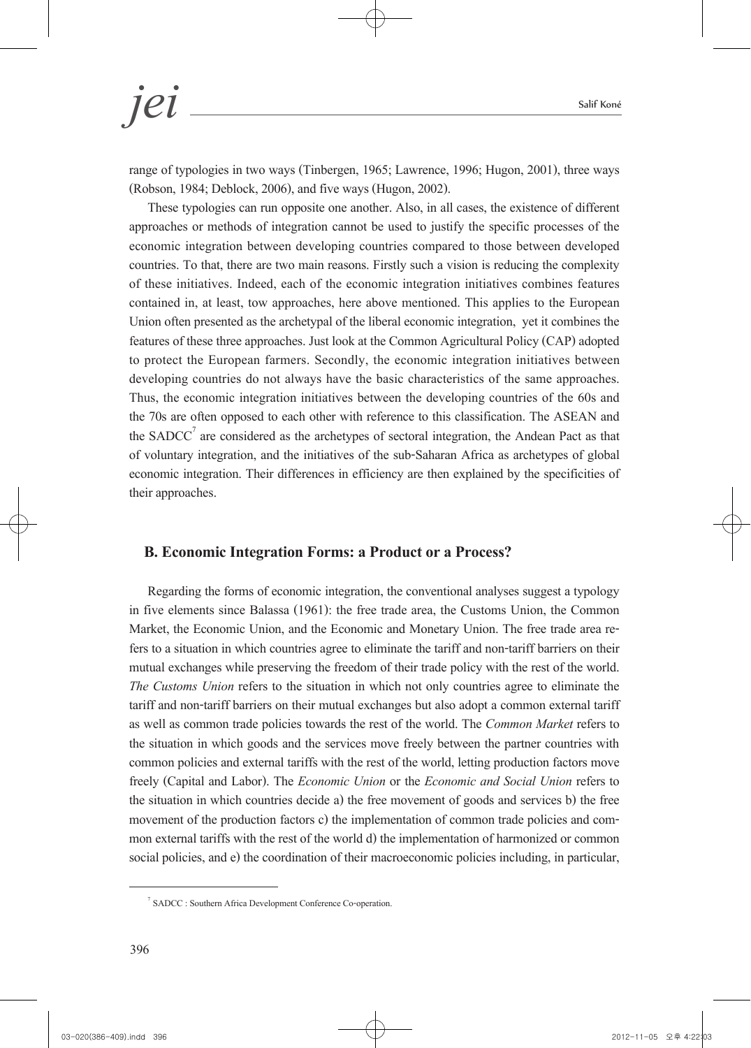range of typologies in two ways (Tinbergen, 1965; Lawrence, 1996; Hugon, 2001), three ways (Robson, 1984; Deblock, 2006), and five ways (Hugon, 2002).

These typologies can run opposite one another. Also, in all cases, the existence of different approaches or methods of integration cannot be used to justify the specific processes of the economic integration between developing countries compared to those between developed countries. To that, there are two main reasons. Firstly such a vision is reducing the complexity of these initiatives. Indeed, each of the economic integration initiatives combines features contained in, at least, tow approaches, here above mentioned. This applies to the European Union often presented as the archetypal of the liberal economic integration, yet it combines the features of these three approaches. Just look at the Common Agricultural Policy (CAP) adopted to protect the European farmers. Secondly, the economic integration initiatives between developing countries do not always have the basic characteristics of the same approaches. Thus, the economic integration initiatives between the developing countries of the 60s and the 70s are often opposed to each other with reference to this classification. The ASEAN and the SADCC[7] are considered as the archetypes of sectoral integration, the Andean Pact as that of voluntary integration, and the initiatives of the sub-Saharan Africa as archetypes of global economic integration. Their differences in efficiency are then explained by the specificities of their approaches.

## B. Economic Integration Forms: a Product or a Process?

Regarding the forms of economic integration, the conventional analyses suggest a typology in five elements since Balassa (1961): the free trade area, the Customs Union, the Common Market, the Economic Union, and the Economic and Monetary Union. The free trade area refers to a situation in which countries agree to eliminate the tariff and non-tariff barriers on their mutual exchanges while preserving the freedom of their trade policy with the rest of the world. *The Customs Union* refers to the situation in which not only countries agree to eliminate the tariff and non-tariff barriers on their mutual exchanges but also adopt a common external tariff as well as common trade policies towards the rest of the world. The *Common Market* refers to the situation in which goods and the services move freely between the partner countries with common policies and external tariffs with the rest of the world, letting production factors move freely (Capital and Labor). The *Economic Union* or the *Economic and Social Union* refers to the situation in which countries decide a) the free movement of goods and services b) the free movement of the production factors c) the implementation of common trade policies and common external tariffs with the rest of the world d) the implementation of harmonized or common social policies, and e) the coordination of their macroeconomic policies including, in particular,

[7] SADCC : Southern Africa Development Conference Co-operation.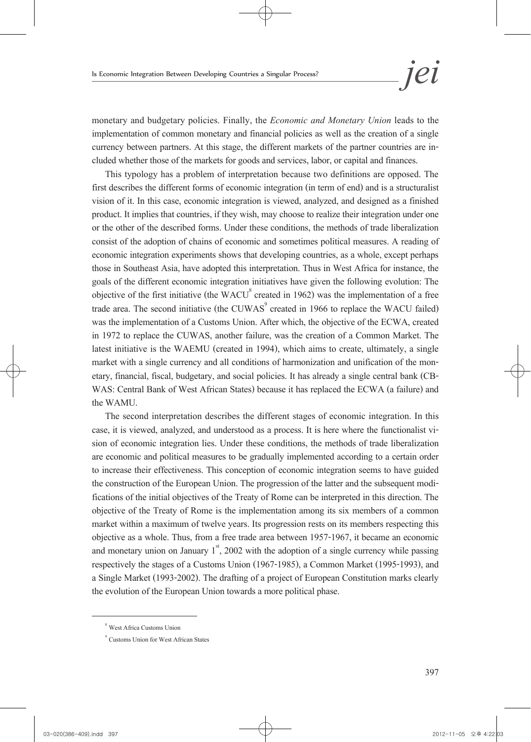monetary and budgetary policies. Finally, the *Economic and Monetary Union* leads to the implementation of common monetary and financial policies as well as the creation of a single currency between partners. At this stage, the different markets of the partner countries are included whether those of the markets for goods and services, labor, or capital and finances.

This typology has a problem of interpretation because two definitions are opposed. The first describes the different forms of economic integration (in term of end) and is a structuralist vision of it. In this case, economic integration is viewed, analyzed, and designed as a finished product. It implies that countries, if they wish, may choose to realize their integration under one or the other of the described forms. Under these conditions, the methods of trade liberalization consist of the adoption of chains of economic and sometimes political measures. A reading of economic integration experiments shows that developing countries, as a whole, except perhaps those in Southeast Asia, have adopted this interpretation. Thus in West Africa for instance, the goals of the different economic integration initiatives have given the following evolution: The objective of the first initiative (the WACU[8] created in 1962) was the implementation of a free trade area. The second initiative (the CUWAS[9] created in 1966 to replace the WACU failed) was the implementation of a Customs Union. After which, the objective of the ECWA, created in 1972 to replace the CUWAS, another failure, was the creation of a Common Market. The latest initiative is the WAEMU (created in 1994), which aims to create, ultimately, a single market with a single currency and all conditions of harmonization and unification of the monetary, financial, fiscal, budgetary, and social policies. It has already a single central bank (CBWAS: Central Bank of West African States) because it has replaced the ECWA (a failure) and the WAMU.

The second interpretation describes the different stages of economic integration. In this case, it is viewed, analyzed, and understood as a process. It is here where the functionalist vision of economic integration lies. Under these conditions, the methods of trade liberalization are economic and political measures to be gradually implemented according to a certain order to increase their effectiveness. This conception of economic integration seems to have guided the construction of the European Union. The progression of the latter and the subsequent modifications of the initial objectives of the Treaty of Rome can be interpreted in this direction. The objective of the Treaty of Rome is the implementation among its six members of a common market within a maximum of twelve years. Its progression rests on its members respecting this objective as a whole. Thus, from a free trade area between 1957-1967, it became an economic and monetary union on January 1st, 2002 with the adoption of a single currency while passing respectively the stages of a Customs Union (1967-1985), a Common Market (1995-1993), and a Single Market (1993-2002). The drafting of a project of European Constitution marks clearly the evolution of the European Union towards a more political phase.

---

[8] West Africa Customs Union

[9] Customs Union for West African States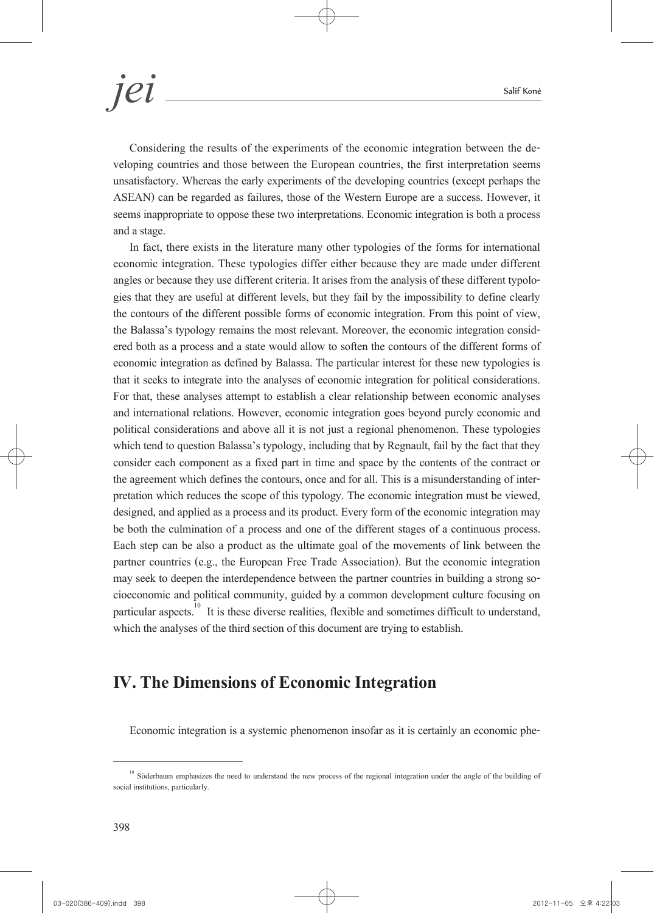Considering the results of the experiments of the economic integration between the developing countries and those between the European countries, the first interpretation seems unsatisfactory. Whereas the early experiments of the developing countries (except perhaps the ASEAN) can be regarded as failures, those of the Western Europe are a success. However, it seems inappropriate to oppose these two interpretations. Economic integration is both a process and a stage.

In fact, there exists in the literature many other typologies of the forms for international economic integration. These typologies differ either because they are made under different angles or because they use different criteria. It arises from the analysis of these different typologies that they are useful at different levels, but they fail by the impossibility to define clearly the contours of the different possible forms of economic integration. From this point of view, the Balassa's typology remains the most relevant. Moreover, the economic integration considered both as a process and a state would allow to soften the contours of the different forms of economic integration as defined by Balassa. The particular interest for these new typologies is that it seeks to integrate into the analyses of economic integration for political considerations. For that, these analyses attempt to establish a clear relationship between economic analyses and international relations. However, economic integration goes beyond purely economic and political considerations and above all it is not just a regional phenomenon. These typologies which tend to question Balassa's typology, including that by Regnault, fail by the fact that they consider each component as a fixed part in time and space by the contents of the contract or the agreement which defines the contours, once and for all. This is a misunderstanding of interpretation which reduces the scope of this typology. The economic integration must be viewed, designed, and applied as a process and its product. Every form of the economic integration may be both the culmination of a process and one of the different stages of a continuous process. Each step can be also a product as the ultimate goal of the movements of link between the partner countries (e.g., the European Free Trade Association). But the economic integration may seek to deepen the interdependence between the partner countries in building a strong socioeconomic and political community, guided by a common development culture focusing on particular aspects.[10] It is these diverse realities, flexible and sometimes difficult to understand, which the analyses of the third section of this document are trying to establish.

## IV. The Dimensions of Economic Integration

Economic integration is a systemic phenomenon insofar as it is certainly an economic phe-

[10] Söderbaum emphasizes the need to understand the new process of the regional integration under the angle of the building of social institutions, particularly.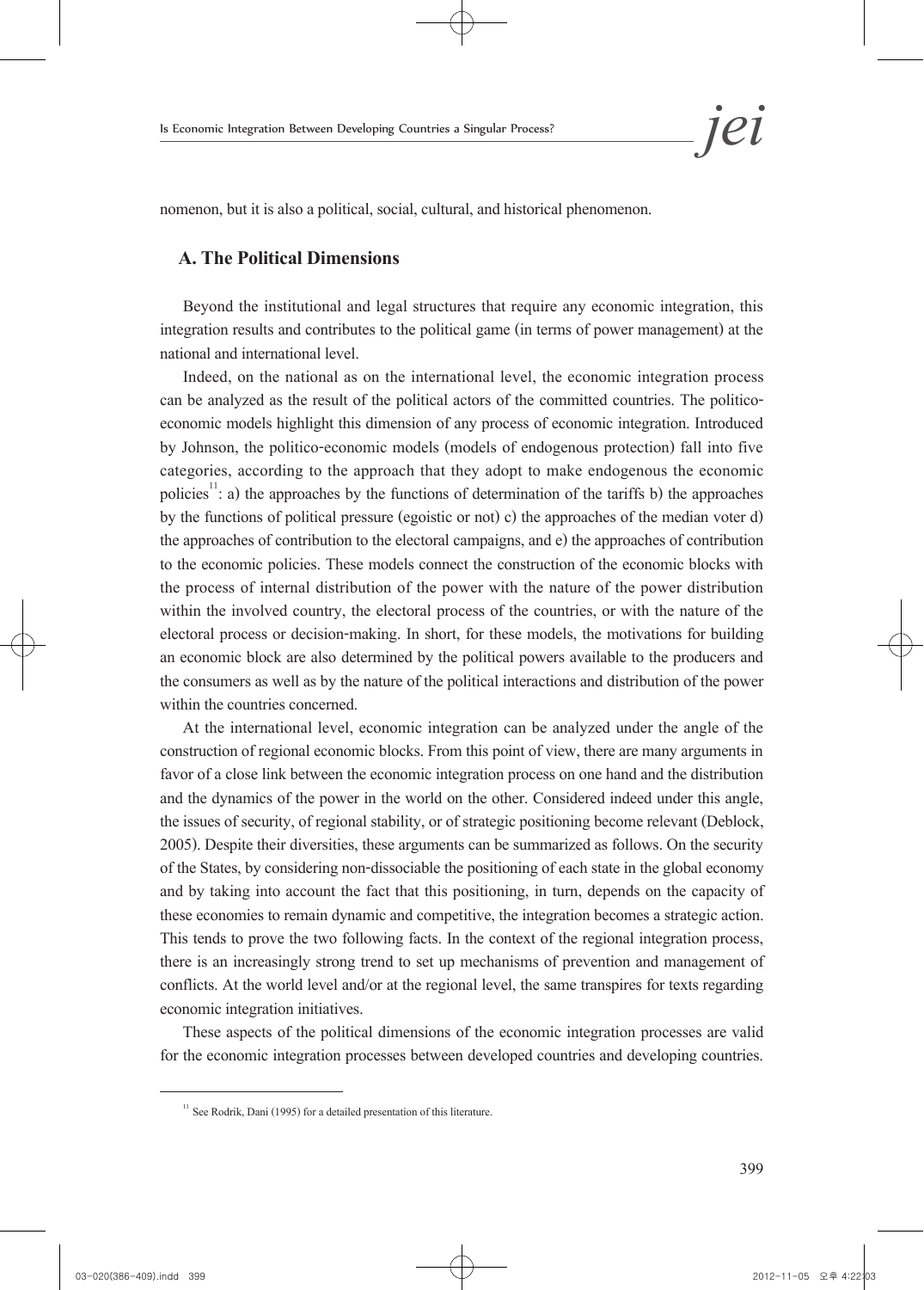nomenon, but it is also a political, social, cultural, and historical phenomenon.

### A. The Political Dimensions

Beyond the institutional and legal structures that require any economic integration, this integration results and contributes to the political game (in terms of power management) at the national and international level.

Indeed, on the national as on the international level, the economic integration process can be analyzed as the result of the political actors of the committed countries. The politico-economic models highlight this dimension of any process of economic integration. Introduced by Johnson, the politico-economic models (models of endogenous protection) fall into five categories, according to the approach that they adopt to make endogenous the economic policies[11]: a) the approaches by the functions of determination of the tariffs b) the approaches by the functions of political pressure (egoistic or not) c) the approaches of the median voter d) the approaches of contribution to the electoral campaigns, and e) the approaches of contribution to the economic policies. These models connect the construction of the economic blocks with the process of internal distribution of the power with the nature of the power distribution within the involved country, the electoral process of the countries, or with the nature of the electoral process or decision-making. In short, for these models, the motivations for building an economic block are also determined by the political powers available to the producers and the consumers as well as by the nature of the political interactions and distribution of the power within the countries concerned.

At the international level, economic integration can be analyzed under the angle of the construction of regional economic blocks. From this point of view, there are many arguments in favor of a close link between the economic integration process on one hand and the distribution and the dynamics of the power in the world on the other. Considered indeed under this angle, the issues of security, of regional stability, or of strategic positioning become relevant (Deblock, 2005). Despite their diversities, these arguments can be summarized as follows. On the security of the States, by considering non-dissociable the positioning of each state in the global economy and by taking into account the fact that this positioning, in turn, depends on the capacity of these economies to remain dynamic and competitive, the integration becomes a strategic action. This tends to prove the two following facts. In the context of the regional integration process, there is an increasingly strong trend to set up mechanisms of prevention and management of conflicts. At the world level and/or at the regional level, the same transpires for texts regarding economic integration initiatives.

These aspects of the political dimensions of the economic integration processes are valid for the economic integration processes between developed countries and developing countries.

[11] See Rodrik, Dani (1995) for a detailed presentation of this literature.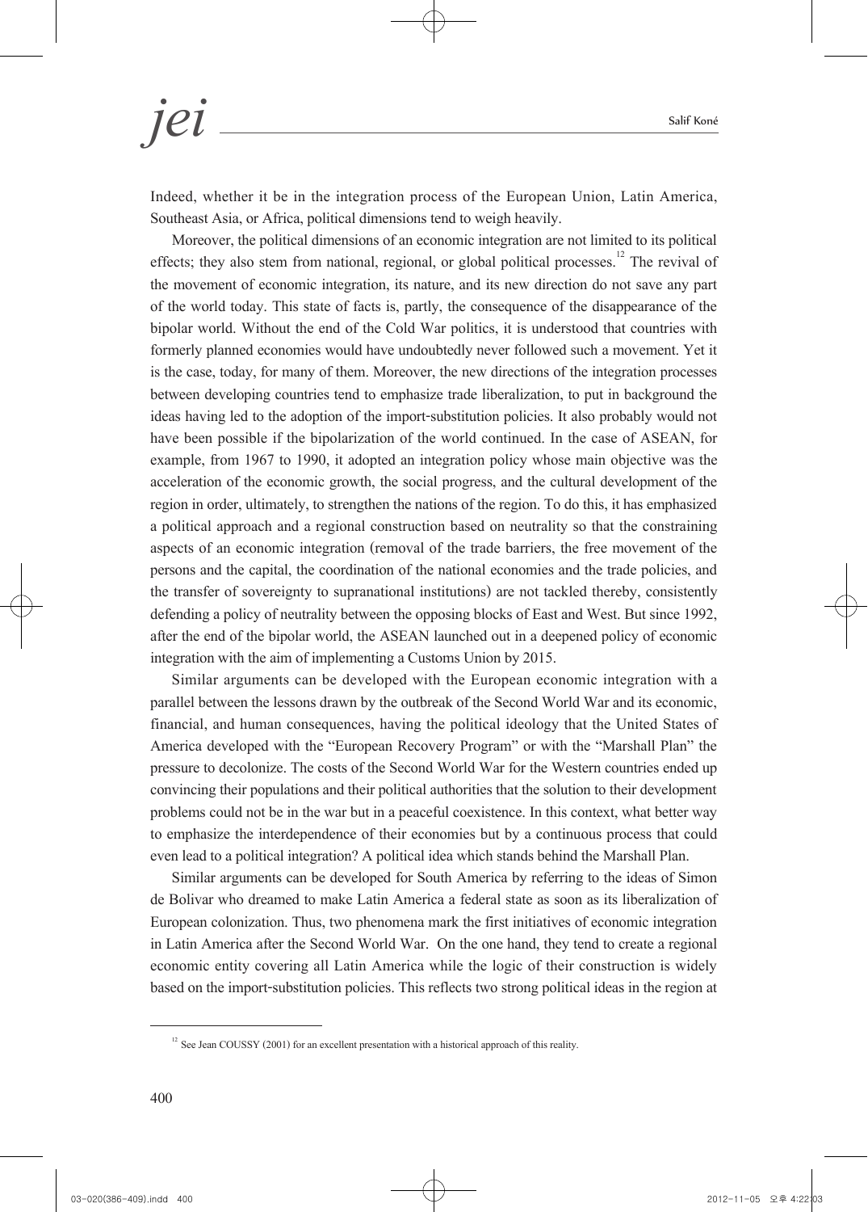Indeed, whether it be in the integration process of the European Union, Latin America, Southeast Asia, or Africa, political dimensions tend to weigh heavily.

Moreover, the political dimensions of an economic integration are not limited to its political effects; they also stem from national, regional, or global political processes.[12] The revival of the movement of economic integration, its nature, and its new direction do not save any part of the world today. This state of facts is, partly, the consequence of the disappearance of the bipolar world. Without the end of the Cold War politics, it is understood that countries with formerly planned economies would have undoubtedly never followed such a movement. Yet it is the case, today, for many of them. Moreover, the new directions of the integration processes between developing countries tend to emphasize trade liberalization, to put in background the ideas having led to the adoption of the import-substitution policies. It also probably would not have been possible if the bipolarization of the world continued. In the case of ASEAN, for example, from 1967 to 1990, it adopted an integration policy whose main objective was the acceleration of the economic growth, the social progress, and the cultural development of the region in order, ultimately, to strengthen the nations of the region. To do this, it has emphasized a political approach and a regional construction based on neutrality so that the constraining aspects of an economic integration (removal of the trade barriers, the free movement of the persons and the capital, the coordination of the national economies and the trade policies, and the transfer of sovereignty to supranational institutions) are not tackled thereby, consistently defending a policy of neutrality between the opposing blocks of East and West. But since 1992, after the end of the bipolar world, the ASEAN launched out in a deepened policy of economic integration with the aim of implementing a Customs Union by 2015.

Similar arguments can be developed with the European economic integration with a parallel between the lessons drawn by the outbreak of the Second World War and its economic, financial, and human consequences, having the political ideology that the United States of America developed with the "European Recovery Program" or with the "Marshall Plan" the pressure to decolonize. The costs of the Second World War for the Western countries ended up convincing their populations and their political authorities that the solution to their development problems could not be in the war but in a peaceful coexistence. In this context, what better way to emphasize the interdependence of their economies but by a continuous process that could even lead to a political integration? A political idea which stands behind the Marshall Plan.

Similar arguments can be developed for South America by referring to the ideas of Simon de Bolivar who dreamed to make Latin America a federal state as soon as its liberalization of European colonization. Thus, two phenomena mark the first initiatives of economic integration in Latin America after the Second World War. On the one hand, they tend to create a regional economic entity covering all Latin America while the logic of their construction is widely based on the import-substitution policies. This reflects two strong political ideas in the region at

---

[12] See Jean COUSSY (2001) for an excellent presentation with a historical approach of this reality.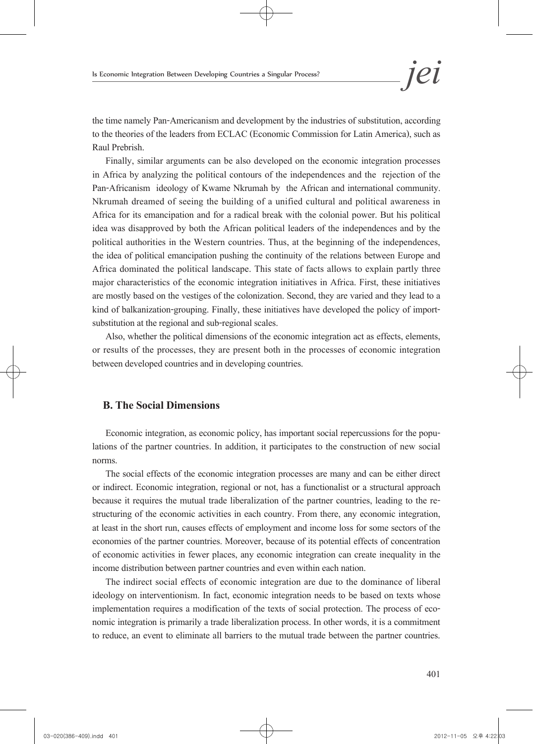the time namely Pan-Americanism and development by the industries of substitution, according to the theories of the leaders from ECLAC (Economic Commission for Latin America), such as Raul Prebrish.

Finally, similar arguments can be also developed on the economic integration processes in Africa by analyzing the political contours of the independences and the rejection of the Pan-Africanism ideology of Kwame Nkrumah by the African and international community. Nkrumah dreamed of seeing the building of a unified cultural and political awareness in Africa for its emancipation and for a radical break with the colonial power. But his political idea was disapproved by both the African political leaders of the independences and by the political authorities in the Western countries. Thus, at the beginning of the independences, the idea of political emancipation pushing the continuity of the relations between Europe and Africa dominated the political landscape. This state of facts allows to explain partly three major characteristics of the economic integration initiatives in Africa. First, these initiatives are mostly based on the vestiges of the colonization. Second, they are varied and they lead to a kind of balkanization-grouping. Finally, these initiatives have developed the policy of import-substitution at the regional and sub-regional scales.

Also, whether the political dimensions of the economic integration act as effects, elements, or results of the processes, they are present both in the processes of economic integration between developed countries and in developing countries.

### B. The Social Dimensions

Economic integration, as economic policy, has important social repercussions for the populations of the partner countries. In addition, it participates to the construction of new social norms.

The social effects of the economic integration processes are many and can be either direct or indirect. Economic integration, regional or not, has a functionalist or a structural approach because it requires the mutual trade liberalization of the partner countries, leading to the restructuring of the economic activities in each country. From there, any economic integration, at least in the short run, causes effects of employment and income loss for some sectors of the economies of the partner countries. Moreover, because of its potential effects of concentration of economic activities in fewer places, any economic integration can create inequality in the income distribution between partner countries and even within each nation.

The indirect social effects of economic integration are due to the dominance of liberal ideology on interventionism. In fact, economic integration needs to be based on texts whose implementation requires a modification of the texts of social protection. The process of economic integration is primarily a trade liberalization process. In other words, it is a commitment to reduce, an event to eliminate all barriers to the mutual trade between the partner countries.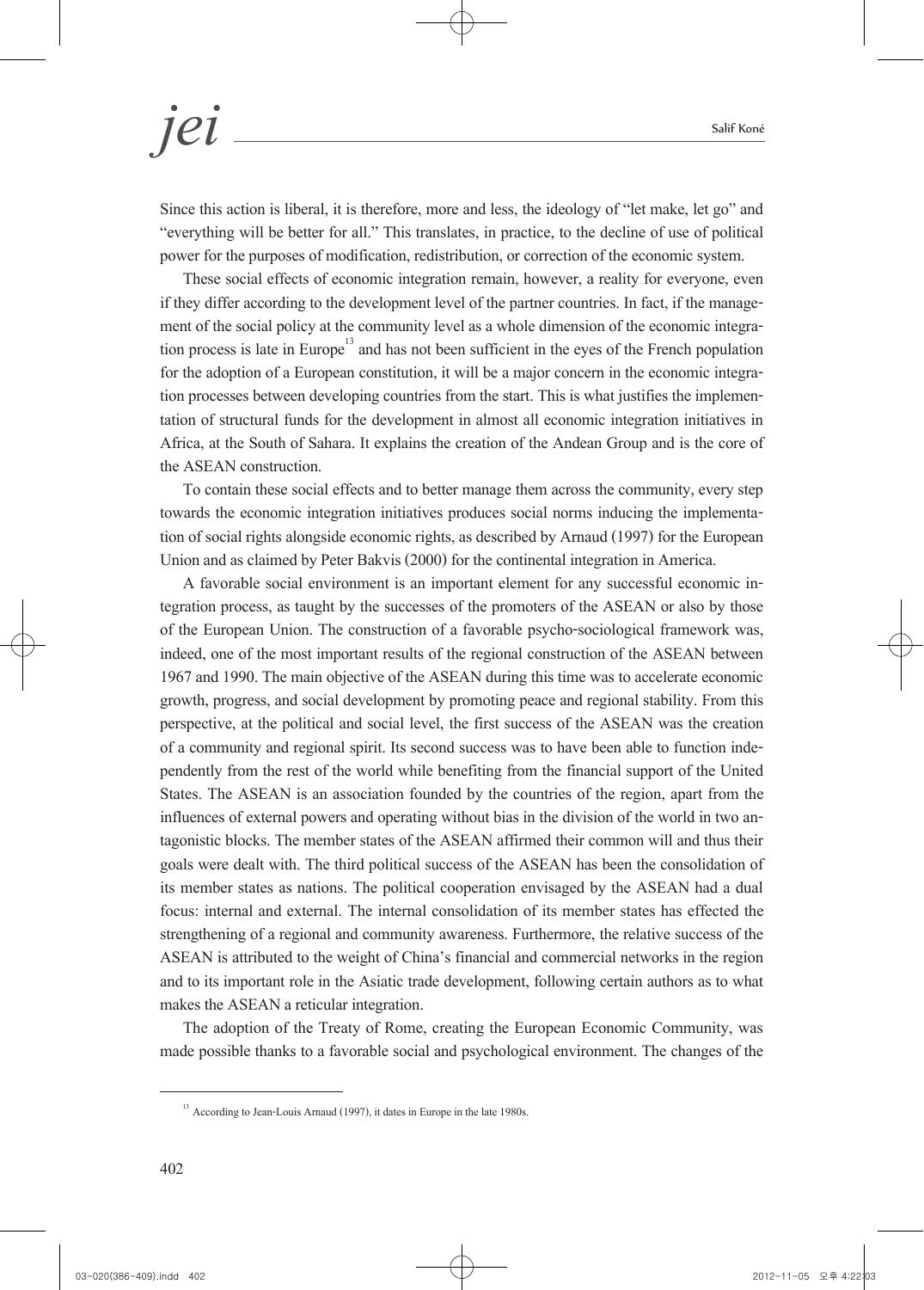Since this action is liberal, it is therefore, more and less, the ideology of "let make, let go" and "everything will be better for all." This translates, in practice, to the decline of use of political power for the purposes of modification, redistribution, or correction of the economic system.

These social effects of economic integration remain, however, a reality for everyone, even if they differ according to the development level of the partner countries. In fact, if the management of the social policy at the community level as a whole dimension of the economic integration process is late in Europe[13] and has not been sufficient in the eyes of the French population for the adoption of a European constitution, it will be a major concern in the economic integration processes between developing countries from the start. This is what justifies the implementation of structural funds for the development in almost all economic integration initiatives in Africa, at the South of Sahara. It explains the creation of the Andean Group and is the core of the ASEAN construction.

To contain these social effects and to better manage them across the community, every step towards the economic integration initiatives produces social norms inducing the implementation of social rights alongside economic rights, as described by Arnaud (1997) for the European Union and as claimed by Peter Bakvis (2000) for the continental integration in America.

A favorable social environment is an important element for any successful economic integration process, as taught by the successes of the promoters of the ASEAN or also by those of the European Union. The construction of a favorable psycho-sociological framework was, indeed, one of the most important results of the regional construction of the ASEAN between 1967 and 1990. The main objective of the ASEAN during this time was to accelerate economic growth, progress, and social development by promoting peace and regional stability. From this perspective, at the political and social level, the first success of the ASEAN was the creation of a community and regional spirit. Its second success was to have been able to function independently from the rest of the world while benefiting from the financial support of the United States. The ASEAN is an association founded by the countries of the region, apart from the influences of external powers and operating without bias in the division of the world in two antagonistic blocks. The member states of the ASEAN affirmed their common will and thus their goals were dealt with. The third political success of the ASEAN has been the consolidation of its member states as nations. The political cooperation envisaged by the ASEAN had a dual focus: internal and external. The internal consolidation of its member states has effected the strengthening of a regional and community awareness. Furthermore, the relative success of the ASEAN is attributed to the weight of China's financial and commercial networks in the region and to its important role in the Asiatic trade development, following certain authors as to what makes the ASEAN a reticular integration.

The adoption of the Treaty of Rome, creating the European Economic Community, was made possible thanks to a favorable social and psychological environment. The changes of the

---

[13] According to Jean-Louis Arnaud (1997), it dates in Europe in the late 1980s.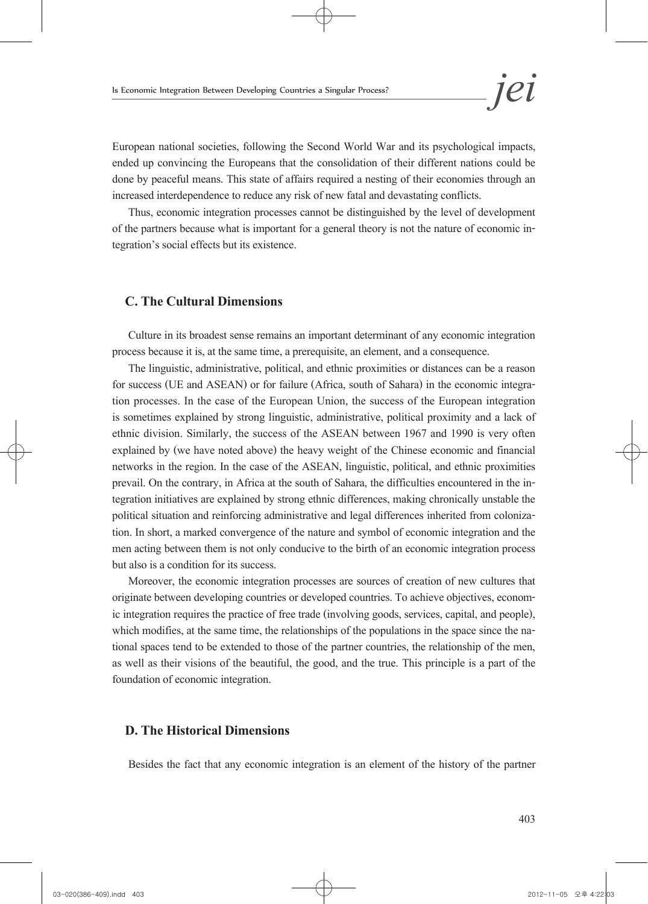European national societies, following the Second World War and its psychological impacts, ended up convincing the Europeans that the consolidation of their different nations could be done by peaceful means. This state of affairs required a nesting of their economies through an increased interdependence to reduce any risk of new fatal and devastating conflicts.

Thus, economic integration processes cannot be distinguished by the level of development of the partners because what is important for a general theory is not the nature of economic integration's social effects but its existence.

### C. The Cultural Dimensions

Culture in its broadest sense remains an important determinant of any economic integration process because it is, at the same time, a prerequisite, an element, and a consequence.

The linguistic, administrative, political, and ethnic proximities or distances can be a reason for success (UE and ASEAN) or for failure (Africa, south of Sahara) in the economic integration processes. In the case of the European Union, the success of the European integration is sometimes explained by strong linguistic, administrative, political proximity and a lack of ethnic division. Similarly, the success of the ASEAN between 1967 and 1990 is very often explained by (we have noted above) the heavy weight of the Chinese economic and financial networks in the region. In the case of the ASEAN, linguistic, political, and ethnic proximities prevail. On the contrary, in Africa at the south of Sahara, the difficulties encountered in the integration initiatives are explained by strong ethnic differences, making chronically unstable the political situation and reinforcing administrative and legal differences inherited from colonization. In short, a marked convergence of the nature and symbol of economic integration and the men acting between them is not only conducive to the birth of an economic integration process but also is a condition for its success.

Moreover, the economic integration processes are sources of creation of new cultures that originate between developing countries or developed countries. To achieve objectives, economic integration requires the practice of free trade (involving goods, services, capital, and people), which modifies, at the same time, the relationships of the populations in the space since the national spaces tend to be extended to those of the partner countries, the relationship of the men, as well as their visions of the beautiful, the good, and the true. This principle is a part of the foundation of economic integration.

### D. The Historical Dimensions

Besides the fact that any economic integration is an element of the history of the partner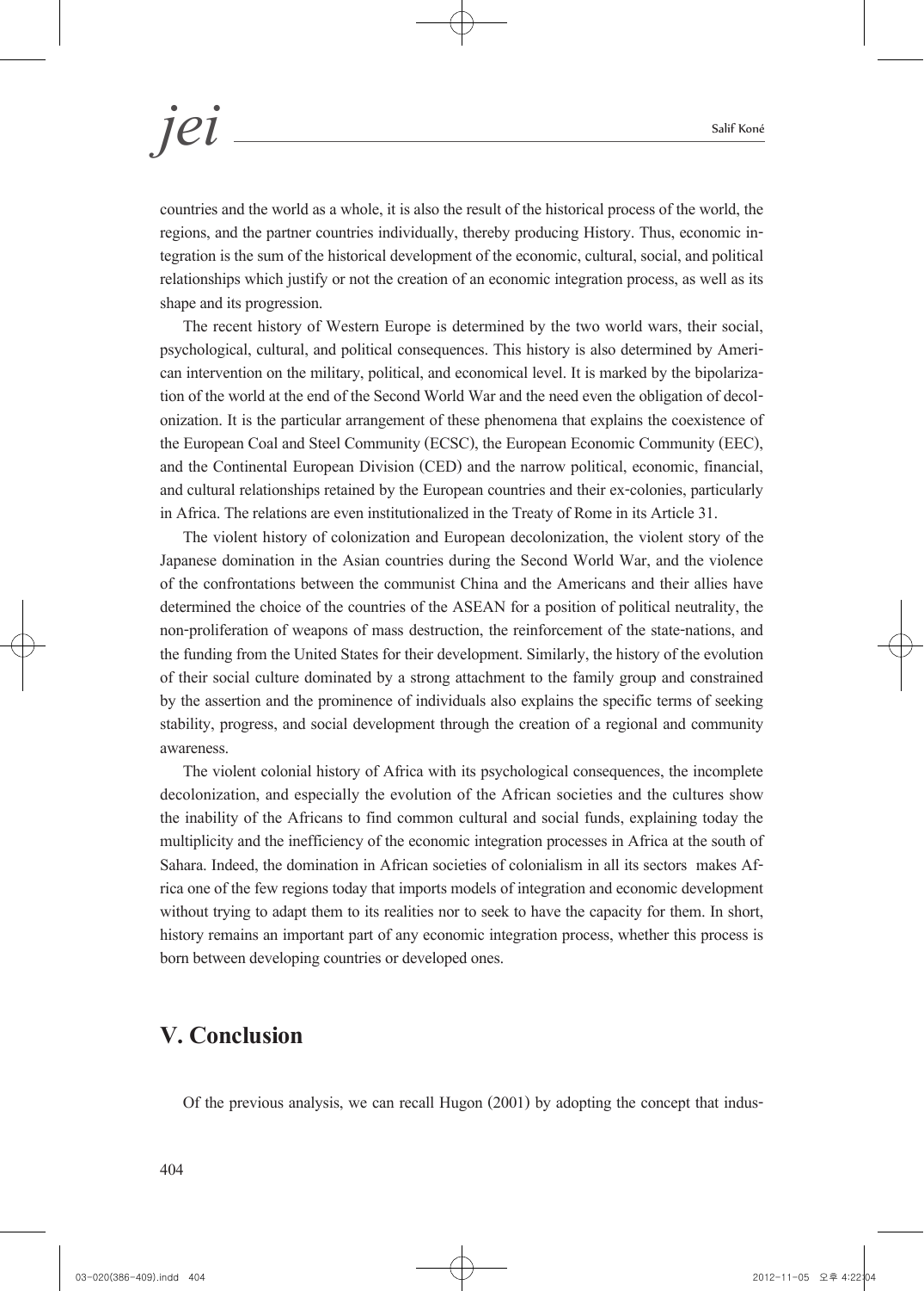countries and the world as a whole, it is also the result of the historical process of the world, the regions, and the partner countries individually, thereby producing History. Thus, economic integration is the sum of the historical development of the economic, cultural, social, and political relationships which justify or not the creation of an economic integration process, as well as its shape and its progression.

The recent history of Western Europe is determined by the two world wars, their social, psychological, cultural, and political consequences. This history is also determined by American intervention on the military, political, and economical level. It is marked by the bipolarization of the world at the end of the Second World War and the need even the obligation of decolonization. It is the particular arrangement of these phenomena that explains the coexistence of the European Coal and Steel Community (ECSC), the European Economic Community (EEC), and the Continental European Division (CED) and the narrow political, economic, financial, and cultural relationships retained by the European countries and their ex-colonies, particularly in Africa. The relations are even institutionalized in the Treaty of Rome in its Article 31.

The violent history of colonization and European decolonization, the violent story of the Japanese domination in the Asian countries during the Second World War, and the violence of the confrontations between the communist China and the Americans and their allies have determined the choice of the countries of the ASEAN for a position of political neutrality, the non-proliferation of weapons of mass destruction, the reinforcement of the state-nations, and the funding from the United States for their development. Similarly, the history of the evolution of their social culture dominated by a strong attachment to the family group and constrained by the assertion and the prominence of individuals also explains the specific terms of seeking stability, progress, and social development through the creation of a regional and community awareness.

The violent colonial history of Africa with its psychological consequences, the incomplete decolonization, and especially the evolution of the African societies and the cultures show the inability of the Africans to find common cultural and social funds, explaining today the multiplicity and the inefficiency of the economic integration processes in Africa at the south of Sahara. Indeed, the domination in African societies of colonialism in all its sectors makes Africa one of the few regions today that imports models of integration and economic development without trying to adapt them to its realities nor to seek to have the capacity for them. In short, history remains an important part of any economic integration process, whether this process is born between developing countries or developed ones.

## V. Conclusion

Of the previous analysis, we can recall Hugon (2001) by adopting the concept that indus-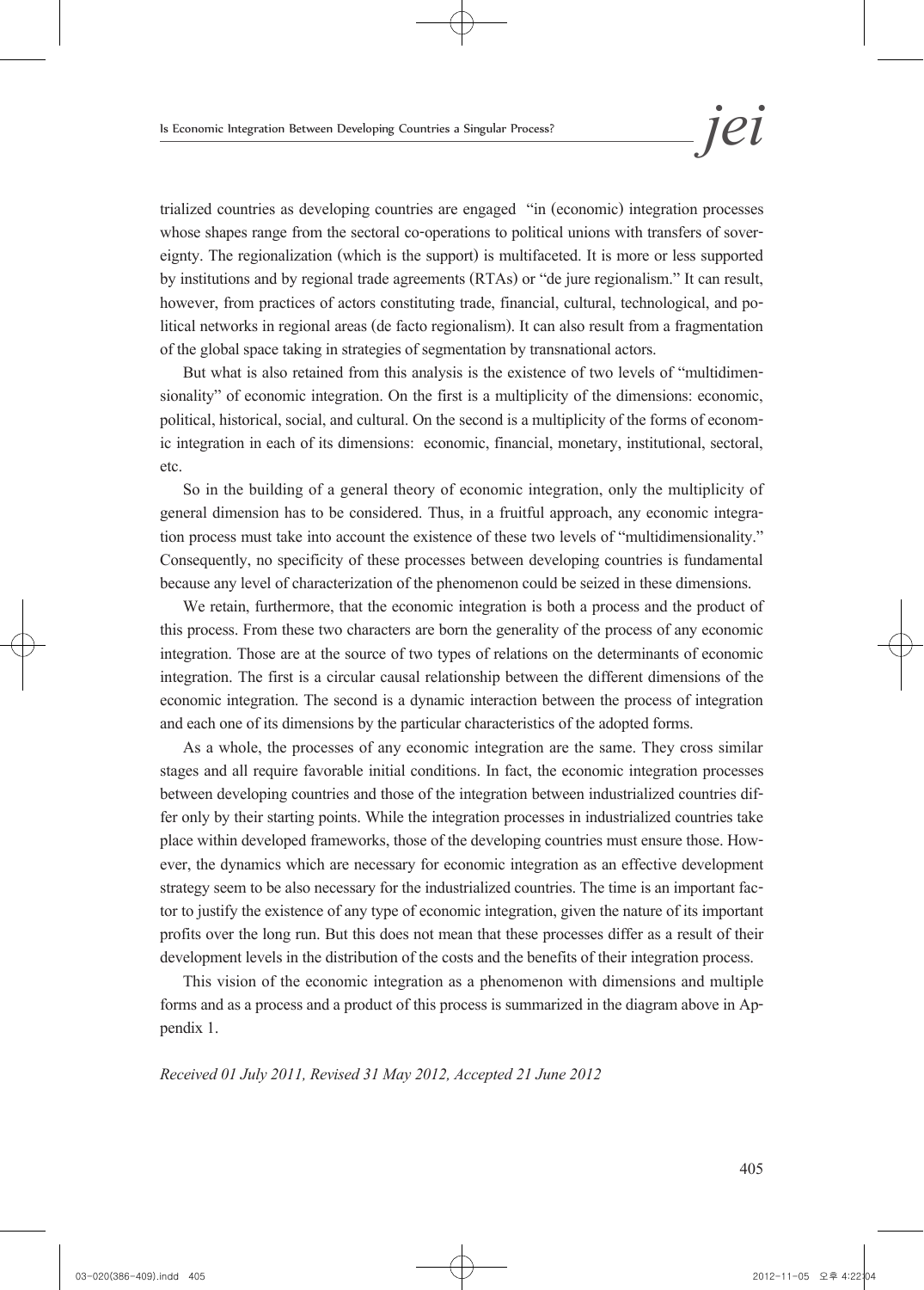trialized countries as developing countries are engaged "in (economic) integration processes whose shapes range from the sectoral co-operations to political unions with transfers of sovereignty. The regionalization (which is the support) is multifaceted. It is more or less supported by institutions and by regional trade agreements (RTAs) or "de jure regionalism." It can result, however, from practices of actors constituting trade, financial, cultural, technological, and political networks in regional areas (de facto regionalism). It can also result from a fragmentation of the global space taking in strategies of segmentation by transnational actors.

But what is also retained from this analysis is the existence of two levels of "multidimensionality" of economic integration. On the first is a multiplicity of the dimensions: economic, political, historical, social, and cultural. On the second is a multiplicity of the forms of economic integration in each of its dimensions: economic, financial, monetary, institutional, sectoral, etc.

So in the building of a general theory of economic integration, only the multiplicity of general dimension has to be considered. Thus, in a fruitful approach, any economic integration process must take into account the existence of these two levels of "multidimensionality." Consequently, no specificity of these processes between developing countries is fundamental because any level of characterization of the phenomenon could be seized in these dimensions.

We retain, furthermore, that the economic integration is both a process and the product of this process. From these two characters are born the generality of the process of any economic integration. Those are at the source of two types of relations on the determinants of economic integration. The first is a circular causal relationship between the different dimensions of the economic integration. The second is a dynamic interaction between the process of integration and each one of its dimensions by the particular characteristics of the adopted forms.

As a whole, the processes of any economic integration are the same. They cross similar stages and all require favorable initial conditions. In fact, the economic integration processes between developing countries and those of the integration between industrialized countries differ only by their starting points. While the integration processes in industrialized countries take place within developed frameworks, those of the developing countries must ensure those. However, the dynamics which are necessary for economic integration as an effective development strategy seem to be also necessary for the industrialized countries. The time is an important factor to justify the existence of any type of economic integration, given the nature of its important profits over the long run. But this does not mean that these processes differ as a result of their development levels in the distribution of the costs and the benefits of their integration process.

This vision of the economic integration as a phenomenon with dimensions and multiple forms and as a process and a product of this process is summarized in the diagram above in Appendix 1.

*Received 01 July 2011, Revised 31 May 2012, Accepted 21 June 2012*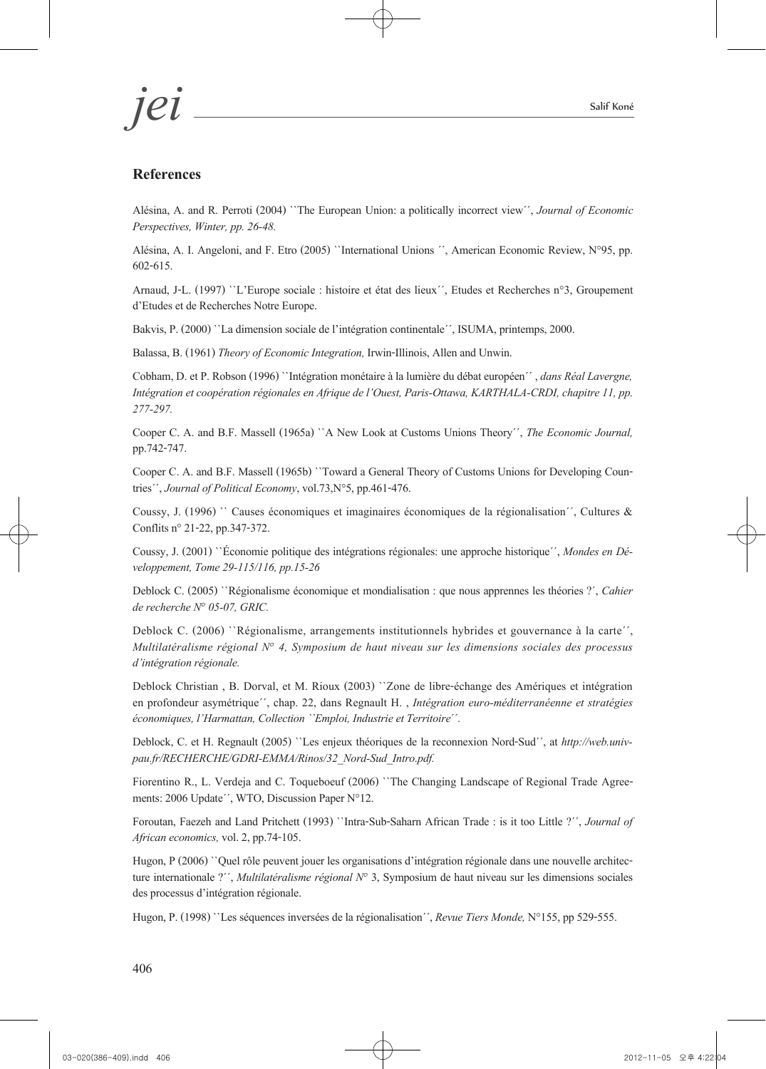## References

Alésina, A. and R. Perroti (2004) ``The European Union: a politically incorrect view´´, *Journal of Economic Perspectives, Winter, pp. 26-48.*

Alésina, A. I. Angeloni, and F. Etro (2005) ``International Unions ´´, American Economic Review, N°95, pp. 602-615.

Arnaud, J-L. (1997) ``L'Europe sociale : histoire et état des lieux´´, Etudes et Recherches n°3, Groupement d'Etudes et de Recherches Notre Europe.

Bakvis, P. (2000) ``La dimension sociale de l'intégration continentale´´, ISUMA, printemps, 2000.

Balassa, B. (1961) *Theory of Economic Integration,* Irwin-Illinois, Allen and Unwin.

Cobham, D. et P. Robson (1996) ``Intégration monétaire à la lumière du débat européen´´ , *dans Réal Lavergne, Intégration et coopération régionales en Afrique de l'Ouest, Paris-Ottawa, KARTHALA-CRDI, chapitre 11, pp. 277-297.*

Cooper C. A. and B.F. Massell (1965a) ``A New Look at Customs Unions Theory´´, *The Economic Journal,* pp.742-747.

Cooper C. A. and B.F. Massell (1965b) ``Toward a General Theory of Customs Unions for Developing Countries´´, *Journal of Political Economy*, vol.73,N°5, pp.461-476.

Coussy, J. (1996) `` Causes économiques et imaginaires économiques de la régionalisation´´, Cultures & Conflits n° 21-22, pp.347-372.

Coussy, J. (2001) ``Économie politique des intégrations régionales: une approche historique´´, *Mondes en Développement, Tome 29-115/116, pp.15-26*

Deblock C. (2005) ``Régionalisme économique et mondialisation : que nous apprennes les théories ?´, *Cahier de recherche N° 05-07, GRIC.*

Deblock C. (2006) ``Régionalisme, arrangements institutionnels hybrides et gouvernance à la carte´´, *Multilatéralisme régional N° 4, Symposium de haut niveau sur les dimensions sociales des processus d'intégration régionale.*

Deblock Christian , B. Dorval, et M. Rioux (2003) ``Zone de libre-échange des Amériques et intégration en profondeur asymétrique´´, chap. 22, dans Regnault H. , *Intégration euro-méditerranéenne et stratégies économiques, l'Harmattan, Collection ``Emploi, Industrie et Territoire´´.*

Deblock, C. et H. Regnault (2005) ``Les enjeux théoriques de la reconnexion Nord-Sud´´, at *http://web.univ-pau.fr/RECHERCHE/GDRI-EMMA/Rinos/32_Nord-Sud_Intro.pdf.*

Fiorentino R., L. Verdeja and C. Toqueboeuf (2006) ``The Changing Landscape of Regional Trade Agreements: 2006 Update´´, WTO, Discussion Paper N°12.

Foroutan, Faezeh and Land Pritchett (1993) ``Intra-Sub-Saharn African Trade : is it too Little ?´´, *Journal of African economics,* vol. 2, pp.74-105.

Hugon, P (2006) ``Quel rôle peuvent jouer les organisations d'intégration régionale dans une nouvelle architecture internationale ?´´, *Multilatéralisme régional N*° 3, Symposium de haut niveau sur les dimensions sociales des processus d'intégration régionale.

Hugon, P. (1998) ``Les séquences inversées de la régionalisation´´, *Revue Tiers Monde,* N°155, pp 529-555.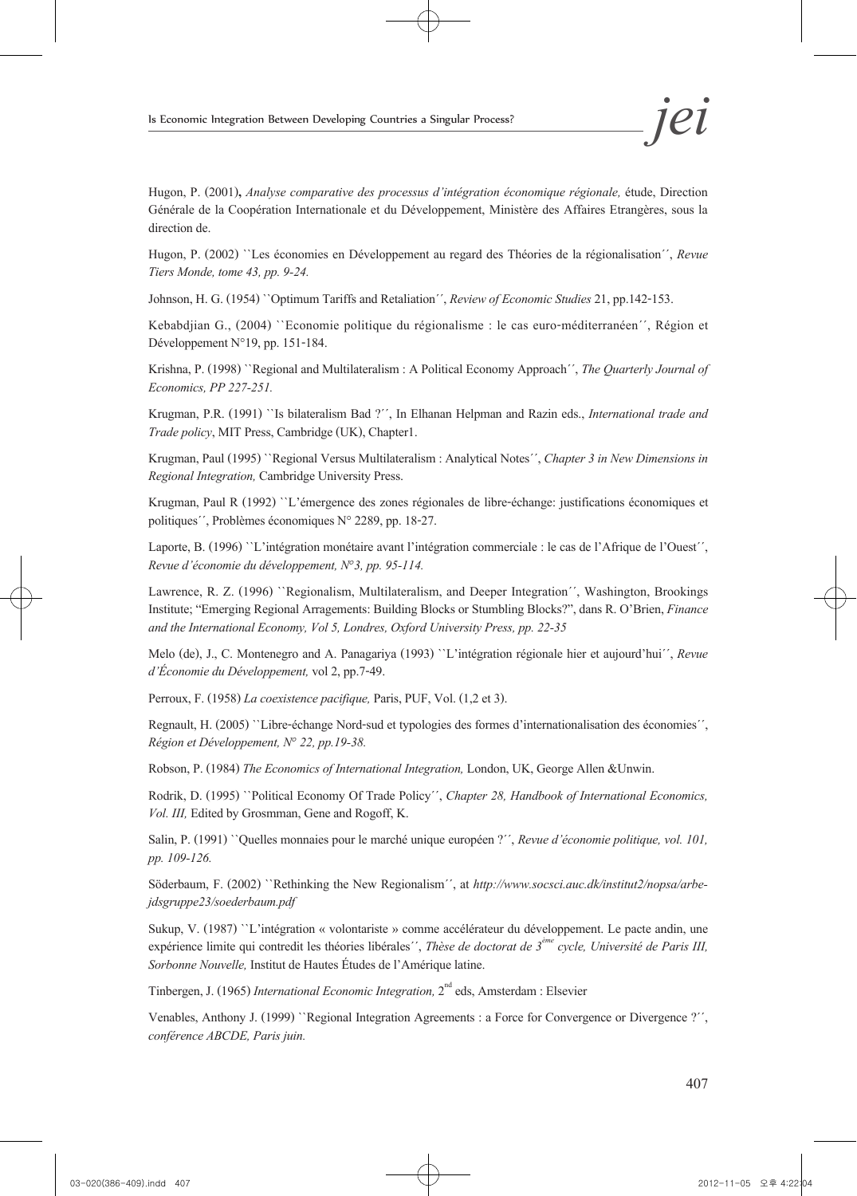Hugon, P. (2001)**,** *Analyse comparative des processus d'intégration économique régionale,* étude, Direction Générale de la Coopération Internationale et du Développement, Ministère des Affaires Etrangères, sous la direction de.

Hugon, P. (2002) ``Les économies en Développement au regard des Théories de la régionalisation´´, *Revue Tiers Monde, tome 43, pp. 9-24.*

Johnson, H. G. (1954) ``Optimum Tariffs and Retaliation´´, *Review of Economic Studies* 21, pp.142-153.

Kebabdjian G., (2004) ``Economie politique du régionalisme : le cas euro-méditerranéen´´, Région et Développement N°19, pp. 151-184.

Krishna, P. (1998) ``Regional and Multilateralism : A Political Economy Approach´´, *The Quarterly Journal of Economics, PP 227-251.*

Krugman, P.R. (1991) ``Is bilateralism Bad ?´´, In Elhanan Helpman and Razin eds., *International trade and Trade policy*, MIT Press, Cambridge (UK), Chapter1.

Krugman, Paul (1995) ``Regional Versus Multilateralism : Analytical Notes´´, *Chapter 3 in New Dimensions in Regional Integration,* Cambridge University Press.

Krugman, Paul R (1992) ``L'émergence des zones régionales de libre-échange: justifications économiques et politiques´´, Problèmes économiques N° 2289, pp. 18-27.

Laporte, B. (1996) ``L'intégration monétaire avant l'intégration commerciale : le cas de l'Afrique de l'Ouest´´, *Revue d'économie du développement, N°3, pp. 95-114.*

Lawrence, R. Z. (1996) ``Regionalism, Multilateralism, and Deeper Integration´´, Washington, Brookings Institute; "Emerging Regional Arragements: Building Blocks or Stumbling Blocks?", dans R. O'Brien, *Finance and the International Economy, Vol 5, Londres, Oxford University Press, pp. 22-35*

Melo (de), J., C. Montenegro and A. Panagariya (1993) ``L'intégration régionale hier et aujourd'hui´´, *Revue d'Économie du Développement,* vol 2, pp.7-49.

Perroux, F. (1958) *La coexistence pacifique,* Paris, PUF, Vol. (1,2 et 3).

Regnault, H. (2005) ``Libre-échange Nord-sud et typologies des formes d'internationalisation des économies´´, *Région et Développement, N° 22, pp.19-38.*

Robson, P. (1984) *The Economics of International Integration,* London, UK, George Allen &Unwin.

Rodrik, D. (1995) ``Political Economy Of Trade Policy´´, *Chapter 28, Handbook of International Economics, Vol. III,* Edited by Grosmman, Gene and Rogoff, K.

Salin, P. (1991) ``Quelles monnaies pour le marché unique européen ?´´, *Revue d'économie politique, vol. 101, pp. 109-126.*

Söderbaum, F. (2002) ``Rethinking the New Regionalism´´, at *http://www.socsci.auc.dk/institut2/nopsa/arbejdsgruppe23/soederbaum.pdf*

Sukup, V. (1987) ``L'intégration « volontariste » comme accélérateur du développement. Le pacte andin, une expérience limite qui contredit les théories libérales´´, *Thèse de doctorat de 3ème cycle, Université de Paris III, Sorbonne Nouvelle,* Institut de Hautes Études de l'Amérique latine.

Tinbergen, J. (1965) *International Economic Integration,* 2nd eds, Amsterdam : Elsevier

Venables, Anthony J. (1999) ``Regional Integration Agreements : a Force for Convergence or Divergence ?´´, *conférence ABCDE, Paris juin.*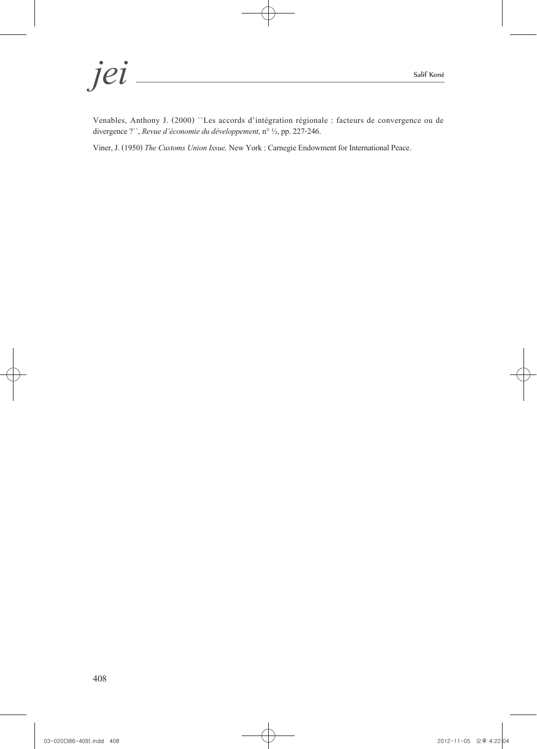Venables, Anthony J. (2000) ``Les accords d'intégration régionale : facteurs de convergence ou de divergence ?´´, *Revue d'économie du développement,* n° ½, pp. 227-246.

Viner, J. (1950) *The Customs Union Issue,* New York : Carnegie Endowment for International Peace.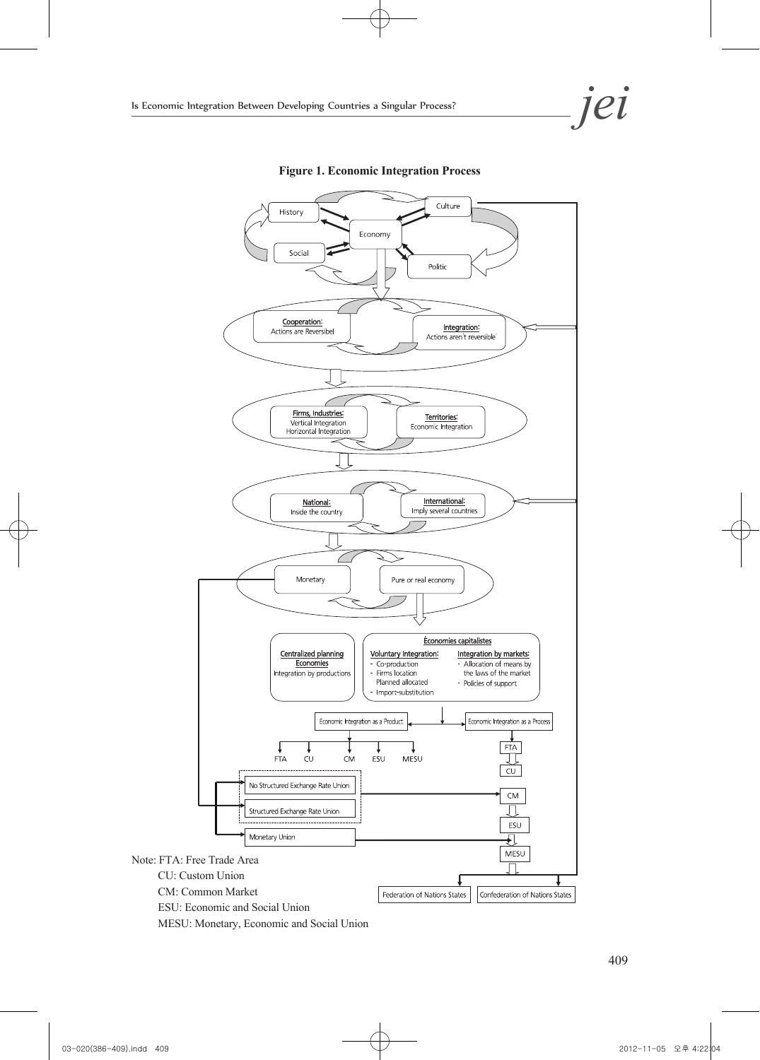**Figure 1. Economic Integration Process**

History

Culture

Economy

Social

Politic

Cooperation:
Actions are Reversibel

Integration:
Actions aren't reversible

Firms, Industries:
Vertical Integration
Horizontal Integration

Territories:
Economic Integration

National:
Inside the country

International:
Imply several countries

Monetary

Pure or real economy

Centralized planning Economies
Integration by productions

Économies capitalistes

Voluntary Integration:
- Co-production
- Firms location
Planned allocated
- Import-substitution

Integration by markets:
- Allocation of means by the laws of the market
- Policies of support

Economic Integration as a Product

Economic Integration as a Process

FTA CU CM ESU MESU

FTA

CU

No Structured Exchange Rate Union

Structured Exchange Rate Union

CM

ESU

Monetary Union

MESU

Federation of Nations States

Confederation of Nations States

Note: FTA: Free Trade Area
CU: Custom Union
CM: Common Market
ESU: Economic and Social Union
MESU: Monetary, Economic and Social Union